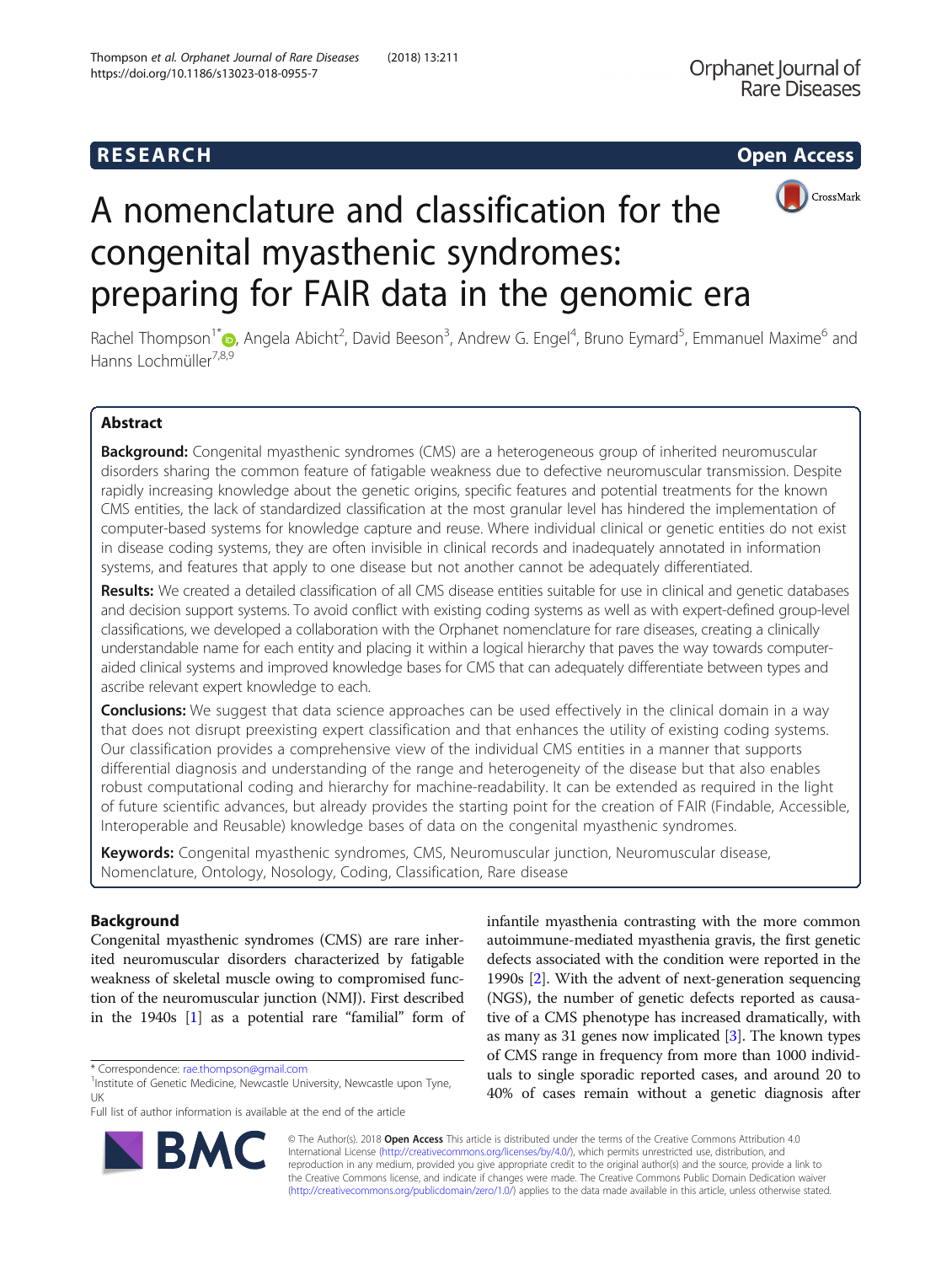RESEARCH

Open Access

# A nomenclature and classification for the congenital myasthenic syndromes: preparing for FAIR data in the genomic era

Rachel Thompson[1*], Angela Abicht[2], David Beeson[3], Andrew G. Engel[4], Bruno Eymard[5], Emmanuel Maxime[6] and Hanns Lochmüller[7,8,9]

## Abstract

**Background:** Congenital myasthenic syndromes (CMS) are a heterogeneous group of inherited neuromuscular disorders sharing the common feature of fatigable weakness due to defective neuromuscular transmission. Despite rapidly increasing knowledge about the genetic origins, specific features and potential treatments for the known CMS entities, the lack of standardized classification at the most granular level has hindered the implementation of computer-based systems for knowledge capture and reuse. Where individual clinical or genetic entities do not exist in disease coding systems, they are often invisible in clinical records and inadequately annotated in information systems, and features that apply to one disease but not another cannot be adequately differentiated.

**Results:** We created a detailed classification of all CMS disease entities suitable for use in clinical and genetic databases and decision support systems. To avoid conflict with existing coding systems as well as with expert-defined group-level classifications, we developed a collaboration with the Orphanet nomenclature for rare diseases, creating a clinically understandable name for each entity and placing it within a logical hierarchy that paves the way towards computer-aided clinical systems and improved knowledge bases for CMS that can adequately differentiate between types and ascribe relevant expert knowledge to each.

**Conclusions:** We suggest that data science approaches can be used effectively in the clinical domain in a way that does not disrupt preexisting expert classification and that enhances the utility of existing coding systems. Our classification provides a comprehensive view of the individual CMS entities in a manner that supports differential diagnosis and understanding of the range and heterogeneity of the disease but that also enables robust computational coding and hierarchy for machine-readability. It can be extended as required in the light of future scientific advances, but already provides the starting point for the creation of FAIR (Findable, Accessible, Interoperable and Reusable) knowledge bases of data on the congenital myasthenic syndromes.

**Keywords:** Congenital myasthenic syndromes, CMS, Neuromuscular junction, Neuromuscular disease, Nomenclature, Ontology, Nosology, Coding, Classification, Rare disease

## Background

Congenital myasthenic syndromes (CMS) are rare inherited neuromuscular disorders characterized by fatigable weakness of skeletal muscle owing to compromised function of the neuromuscular junction (NMJ). First described in the 1940s [1] as a potential rare "familial" form of infantile myasthenia contrasting with the more common autoimmune-mediated myasthenia gravis, the first genetic defects associated with the condition were reported in the 1990s [2]. With the advent of next-generation sequencing (NGS), the number of genetic defects reported as causative of a CMS phenotype has increased dramatically, with as many as 31 genes now implicated [3]. The known types of CMS range in frequency from more than 1000 individuals to single sporadic reported cases, and around 20 to 40% of cases remain without a genetic diagnosis after

\* Correspondence: rae.thompson@gmail.com
[1]Institute of Genetic Medicine, Newcastle University, Newcastle upon Tyne, UK
Full list of author information is available at the end of the article

© The Author(s). 2018 **Open Access** This article is distributed under the terms of the Creative Commons Attribution 4.0 International License (http://creativecommons.org/licenses/by/4.0/), which permits unrestricted use, distribution, and reproduction in any medium, provided you give appropriate credit to the original author(s) and the source, provide a link to the Creative Commons license, and indicate if changes were made. The Creative Commons Public Domain Dedication waiver (http://creativecommons.org/publicdomain/zero/1.0/) applies to the data made available in this article, unless otherwise stated.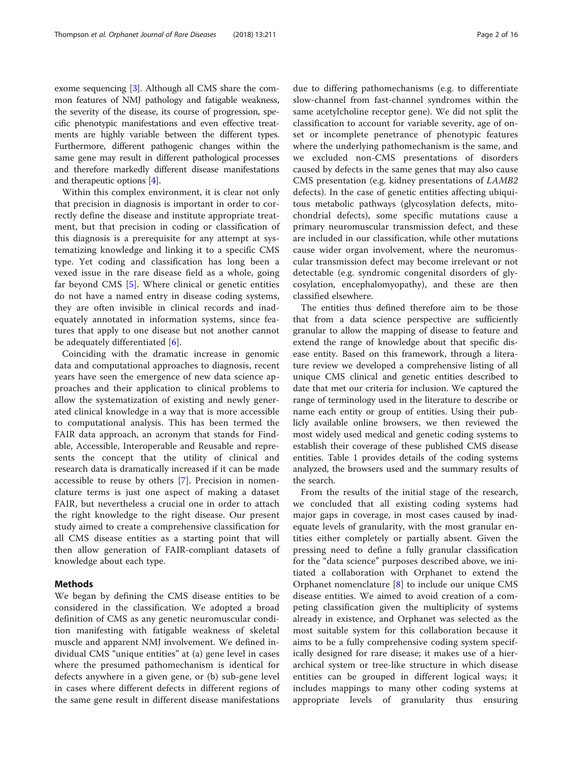exome sequencing [3]. Although all CMS share the common features of NMJ pathology and fatigable weakness, the severity of the disease, its course of progression, specific phenotypic manifestations and even effective treatments are highly variable between the different types. Furthermore, different pathogenic changes within the same gene may result in different pathological processes and therefore markedly different disease manifestations and therapeutic options [4].

Within this complex environment, it is clear not only that precision in diagnosis is important in order to correctly define the disease and institute appropriate treatment, but that precision in coding or classification of this diagnosis is a prerequisite for any attempt at systematizing knowledge and linking it to a specific CMS type. Yet coding and classification has long been a vexed issue in the rare disease field as a whole, going far beyond CMS [5]. Where clinical or genetic entities do not have a named entry in disease coding systems, they are often invisible in clinical records and inadequately annotated in information systems, since features that apply to one disease but not another cannot be adequately differentiated [6].

Coinciding with the dramatic increase in genomic data and computational approaches to diagnosis, recent years have seen the emergence of new data science approaches and their application to clinical problems to allow the systematization of existing and newly generated clinical knowledge in a way that is more accessible to computational analysis. This has been termed the FAIR data approach, an acronym that stands for Findable, Accessible, Interoperable and Reusable and represents the concept that the utility of clinical and research data is dramatically increased if it can be made accessible to reuse by others [7]. Precision in nomenclature terms is just one aspect of making a dataset FAIR, but nevertheless a crucial one in order to attach the right knowledge to the right disease. Our present study aimed to create a comprehensive classification for all CMS disease entities as a starting point that will then allow generation of FAIR-compliant datasets of knowledge about each type.

## Methods

We began by defining the CMS disease entities to be considered in the classification. We adopted a broad definition of CMS as any genetic neuromuscular condition manifesting with fatigable weakness of skeletal muscle and apparent NMJ involvement. We defined individual CMS "unique entities" at (a) gene level in cases where the presumed pathomechanism is identical for defects anywhere in a given gene, or (b) sub-gene level in cases where different defects in different regions of the same gene result in different disease manifestations due to differing pathomechanisms (e.g. to differentiate slow-channel from fast-channel syndromes within the same acetylcholine receptor gene). We did not split the classification to account for variable severity, age of onset or incomplete penetrance of phenotypic features where the underlying pathomechanism is the same, and we excluded non-CMS presentations of disorders caused by defects in the same genes that may also cause CMS presentation (e.g. kidney presentations of *LAMB2* defects). In the case of genetic entities affecting ubiquitous metabolic pathways (glycosylation defects, mitochondrial defects), some specific mutations cause a primary neuromuscular transmission defect, and these are included in our classification, while other mutations cause wider organ involvement, where the neuromuscular transmission defect may become irrelevant or not detectable (e.g. syndromic congenital disorders of glycosylation, encephalomyopathy), and these are then classified elsewhere.

The entities thus defined therefore aim to be those that from a data science perspective are sufficiently granular to allow the mapping of disease to feature and extend the range of knowledge about that specific disease entity. Based on this framework, through a literature review we developed a comprehensive listing of all unique CMS clinical and genetic entities described to date that met our criteria for inclusion. We captured the range of terminology used in the literature to describe or name each entity or group of entities. Using their publicly available online browsers, we then reviewed the most widely used medical and genetic coding systems to establish their coverage of these published CMS disease entities. Table 1 provides details of the coding systems analyzed, the browsers used and the summary results of the search.

From the results of the initial stage of the research, we concluded that all existing coding systems had major gaps in coverage, in most cases caused by inadequate levels of granularity, with the most granular entities either completely or partially absent. Given the pressing need to define a fully granular classification for the "data science" purposes described above, we initiated a collaboration with Orphanet to extend the Orphanet nomenclature [8] to include our unique CMS disease entities. We aimed to avoid creation of a competing classification given the multiplicity of systems already in existence, and Orphanet was selected as the most suitable system for this collaboration because it aims to be a fully comprehensive coding system specifically designed for rare disease; it makes use of a hierarchical system or tree-like structure in which disease entities can be grouped in different logical ways; it includes mappings to many other coding systems at appropriate levels of granularity thus ensuring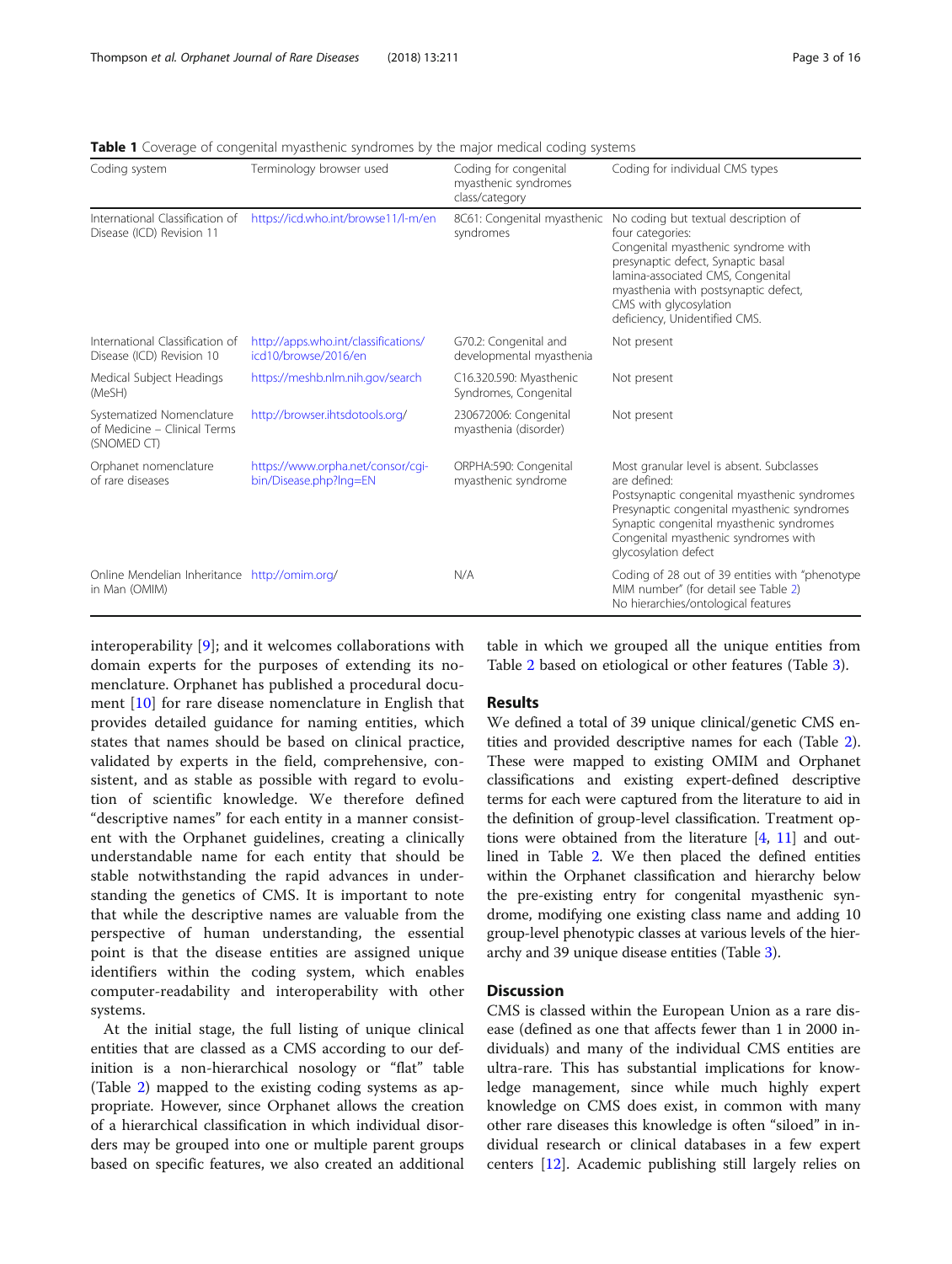**Table 1** Coverage of congenital myasthenic syndromes by the major medical coding systems

| Coding system | Terminology browser used | Coding for congenital myasthenic syndromes class/category | Coding for individual CMS types |
|---|---|---|---|
| International Classification of Disease (ICD) Revision 11 | https://icd.who.int/browse11/l-m/en | 8C61: Congenital myasthenic syndromes | No coding but textual description of four categories: Congenital myasthenic syndrome with presynaptic defect, Synaptic basal lamina-associated CMS, Congenital myasthenia with postsynaptic defect, CMS with glycosylation deficiency, Unidentified CMS. |
| International Classification of Disease (ICD) Revision 10 | http://apps.who.int/classifications/icd10/browse/2016/en | G70.2: Congenital and developmental myasthenia | Not present |
| Medical Subject Headings (MeSH) | https://meshb.nlm.nih.gov/search | C16.320.590: Myasthenic Syndromes, Congenital | Not present |
| Systematized Nomenclature of Medicine – Clinical Terms (SNOMED CT) | http://browser.ihtsdotools.org/ | 230672006: Congenital myasthenia (disorder) | Not present |
| Orphanet nomenclature of rare diseases | https://www.orpha.net/consor/cgi-bin/Disease.php?lng=EN | ORPHA:590: Congenital myasthenic syndrome | Most granular level is absent. Subclasses are defined: Postsynaptic congenital myasthenic syndromes Presynaptic congenital myasthenic syndromes Synaptic congenital myasthenic syndromes Congenital myasthenic syndromes with glycosylation defect |
| Online Mendelian Inheritance in Man (OMIM) | http://omim.org/ | N/A | Coding of 28 out of 39 entities with "phenotype MIM number" (for detail see Table 2) No hierarchies/ontological features |

interoperability [9]; and it welcomes collaborations with domain experts for the purposes of extending its nomenclature. Orphanet has published a procedural document [10] for rare disease nomenclature in English that provides detailed guidance for naming entities, which states that names should be based on clinical practice, validated by experts in the field, comprehensive, consistent, and as stable as possible with regard to evolution of scientific knowledge. We therefore defined "descriptive names" for each entity in a manner consistent with the Orphanet guidelines, creating a clinically understandable name for each entity that should be stable notwithstanding the rapid advances in understanding the genetics of CMS. It is important to note that while the descriptive names are valuable from the perspective of human understanding, the essential point is that the disease entities are assigned unique identifiers within the coding system, which enables computer-readability and interoperability with other systems.

At the initial stage, the full listing of unique clinical entities that are classed as a CMS according to our definition is a non-hierarchical nosology or "flat" table (Table 2) mapped to the existing coding systems as appropriate. However, since Orphanet allows the creation of a hierarchical classification in which individual disorders may be grouped into one or multiple parent groups based on specific features, we also created an additional table in which we grouped all the unique entities from Table 2 based on etiological or other features (Table 3).

## Results

We defined a total of 39 unique clinical/genetic CMS entities and provided descriptive names for each (Table 2). These were mapped to existing OMIM and Orphanet classifications and existing expert-defined descriptive terms for each were captured from the literature to aid in the definition of group-level classification. Treatment options were obtained from the literature [4, 11] and outlined in Table 2. We then placed the defined entities within the Orphanet classification and hierarchy below the pre-existing entry for congenital myasthenic syndrome, modifying one existing class name and adding 10 group-level phenotypic classes at various levels of the hierarchy and 39 unique disease entities (Table 3).

## Discussion

CMS is classed within the European Union as a rare disease (defined as one that affects fewer than 1 in 2000 individuals) and many of the individual CMS entities are ultra-rare. This has substantial implications for knowledge management, since while much highly expert knowledge on CMS does exist, in common with many other rare diseases this knowledge is often "siloed" in individual research or clinical databases in a few expert centers [12]. Academic publishing still largely relies on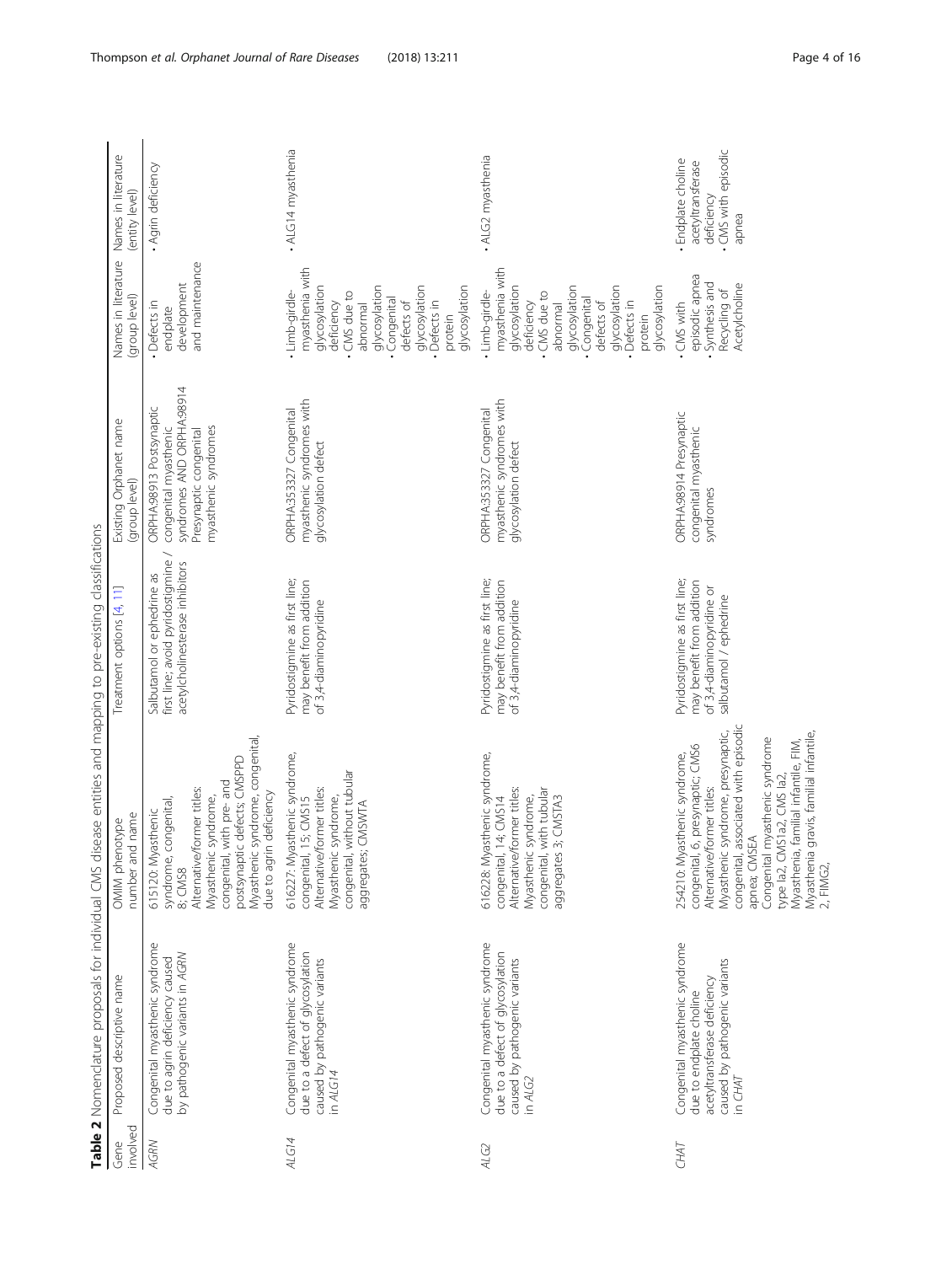**Table 2** Nomenclature proposals for individual CMS disease entities and mapping to pre-existing classifications

| Gene involved | Proposed descriptive name | OMIM phenotype number and name | Treatment options [4, 11] | Existing Orphanet name (group level) | Names in literature (group level) | Names in literature (entity level) |
| --- | --- | --- | --- | --- | --- | --- |
| *AGRN* | Congenital myasthenic syndrome due to agrin deficiency caused by pathogenic variants in *AGRN* | 615120: Myasthenic syndrome, congenital, 8; CMS8 Alternative/former titles: Myasthenic syndrome, congenital, with pre- and postsynaptic defects; CMSPPD Myasthenic syndrome, congenital, due to agrin deficiency | Salbutamol or ephedrine as first line; avoid pyridostigmine / acetylcholinesterase inhibitors | ORPHA:98913 Postsynaptic congenital myasthenic syndromes AND ORPHA:98914 Presynaptic congenital myasthenic syndromes | • Defects in endplate development and maintenance | • Agrin deficiency |
| *ALG14* | Congenital myasthenic syndrome due to a defect of glycosylation caused by pathogenic variants in *ALG14* | 616227: Myasthenic syndrome, congenital, 15; CMS15 Alternative/former titles: Myasthenic syndrome, congenital, without tubular aggregates; CMSWTA | Pyridostigmine as first line; may benefit from addition of 3,4-diaminopyridine | ORPHA:353327 Congenital myasthenic syndromes with glycosylation defect | • Limb-girdle-myasthenia with glycosylation deficiency • CMS due to abnormal glycosylation • Congenital defects of glycosylation • Defects in protein glycosylation | • ALG14 myasthenia |
| *ALG2* | Congenital myasthenic syndrome due to a defect of glycosylation caused by pathogenic variants in *ALG2* | 616228: Myasthenic syndrome, congenital, 14; CMS14 Alternative/former titles: Myasthenic syndrome, congenital, with tubular aggregates 3; CMSTA3 | Pyridostigmine as first line; may benefit from addition of 3,4-diaminopyridine | ORPHA:353327 Congenital myasthenic syndromes with glycosylation defect | • Limb-girdle-myasthenia with glycosylation deficiency • CMS due to abnormal glycosylation • Congenital defects of glycosylation • Defects in protein glycosylation | • ALG2 myasthenia |
| *CHAT* | Congenital myasthenic syndrome due to endplate choline acetyltransferase deficiency caused by pathogenic variants in *CHAT* | 254210: Myasthenic syndrome, congenital, 6, presynaptic; CMS6 Alternative/former titles: Myasthenic syndrome, presynaptic, congenital, associated with episodic apnea; CMSEA Congenital myasthenic syndrome type Ia2, CMS1a2, CMS Ia2, Myasthenia, familial infantile, FIM, Myasthenia gravis, familial infantile, 2, FIMG2, | Pyridostigmine as first line; may benefit from addition of 3,4-diaminopyridine or salbutamol / ephedrine | ORPHA:98914 Presynaptic congenital myasthenic syndromes | • CMS with episodic apnea • Synthesis and Recycling of Acetylcholine | • Endplate choline acetyltransferase deficiency • CMS with episodic apnea |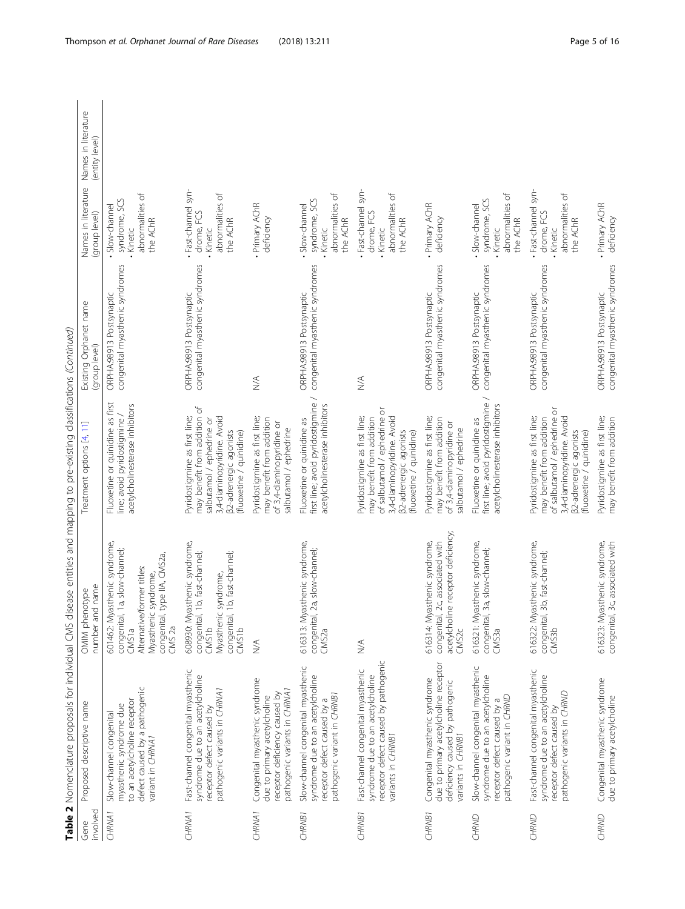**Table 2** Nomenclature proposals for individual CMS disease entities and mapping to pre-existing classifications *(Continued)*

| Gene involved | Proposed descriptive name | OMIM phenotype number and name | Treatment options [4, 11] | Existing Orphanet name (group level) | Names in literature (group level) | Names in literature (entity level) |
|---|---|---|---|---|---|---|
| *CHRNA1* | Slow-channel congenital myasthenic syndrome due to an acetylcholine receptor defect caused by a pathogenic variant in *CHRNA1* | 601462: Myasthenic syndrome, congenital, 1a, slow-channel; CMS1a Alternative/former titles: Myasthenic syndrome, congenital, type IIA, CMS2a, CMS 2a | Fluoxetine or quinidine as first line; avoid pyridostigmine / acetylcholinesterase inhibitors | ORPHA:98913 Postsynaptic congenital myasthenic syndromes | • Slow-channel syndrome, SCS<br>• Kinetic abnormalities of the AChR | |
| *CHRNA1* | Fast-channel congenital myasthenic syndrome due to an acetylcholine receptor defect caused by pathogenic variants in *CHRNA1* | 608930: Myasthenic syndrome, congenital, 1b, fast-channel; CMS1b Myasthenic syndrome, congenital, 1b, fast-channel; CMS1b | Pyridostigmine as first line; may benefit from addition of salbutamol / ephedrine or 3,4-diaminopyridine. Avoid β2-adrenergic agonists (fluoxetine / quinidine) | ORPHA:98913 Postsynaptic congenital myasthenic syndromes | • Fast-channel syndrome, FCS<br>• Kinetic abnormalities of the AChR | |
| *CHRNA1* | Congenital myasthenic syndrome due to primary acetylcholine receptor deficiency caused by pathogenic variants in *CHRNA1* | N/A | Pyridostigmine as first line; may benefit from addition of 3,4-diaminopyridine or salbutamol / ephedrine | N/A | • Primary AChR deficiency | |
| *CHRNB1* | Slow-channel congenital myasthenic syndrome due to an acetylcholine receptor defect caused by a pathogenic variant in *CHRNB1* | 616313: Myasthenic syndrome, congenital, 2a, slow-channel; CMS2a | Fluoxetine or quinidine as first line; avoid pyridostigmine / acetylcholinesterase inhibitors | ORPHA:98913 Postsynaptic congenital myasthenic syndromes | • Slow-channel syndrome, SCS<br>• Kinetic abnormalities of the AChR | |
| *CHRNB1* | Fast-channel congenital myasthenic syndrome due to an acetylcholine receptor defect caused by pathogenic variants in *CHRNB1* | N/A | Pyridostigmine as first line; may benefit from addition of salbutamol / ephedrine or 3,4-diaminopyridine. Avoid β2-adrenergic agonists (fluoxetine / quinidine) | N/A | • Fast-channel syndrome, FCS<br>• Kinetic abnormalities of the AChR | |
| *CHRNB1* | Congenital myasthenic syndrome due to primary acetylcholine receptor deficiency caused by pathogenic variants in *CHRNB1* | 616314: Myasthenic syndrome, congenital, 2c, associated with acetylcholine receptor deficiency; CMS2c | Pyridostigmine as first line; may benefit from addition of 3,4-diaminopyridine or salbutamol / ephedrine | ORPHA:98913 Postsynaptic congenital myasthenic syndromes | • Primary AChR deficiency | |
| *CHRND* | Slow-channel congenital myasthenic syndrome due to an acetylcholine receptor defect caused by a pathogenic variant in *CHRND* | 616321: Myasthenic syndrome, congenital, 3a, slow-channel; CMS3a | Fluoxetine or quinidine as first line; avoid pyridostigmine / acetylcholinesterase inhibitors | ORPHA:98913 Postsynaptic congenital myasthenic syndromes | • Slow-channel syndrome, SCS<br>• Kinetic abnormalities of the AChR | |
| *CHRND* | Fast-channel congenital myasthenic syndrome due to an acetylcholine receptor defect caused by pathogenic variants in *CHRND* | 616322: Myasthenic syndrome, congenital, 3b, fast-channel; CMS3b | Pyridostigmine as first line; may benefit from addition of salbutamol / ephedrine or 3,4-diaminopyridine. Avoid β2-adrenergic agonists (fluoxetine / quinidine) | ORPHA:98913 Postsynaptic congenital myasthenic syndromes | • Fast-channel syndrome, FCS<br>• Kinetic abnormalities of the AChR | |
| *CHRND* | Congenital myasthenic syndrome due to primary acetylcholine | 616323: Myasthenic syndrome, congenital, 3c, associated with | Pyridostigmine as first line; may benefit from addition | ORPHA:98913 Postsynaptic congenital myasthenic syndromes | • Primary AChR deficiency | |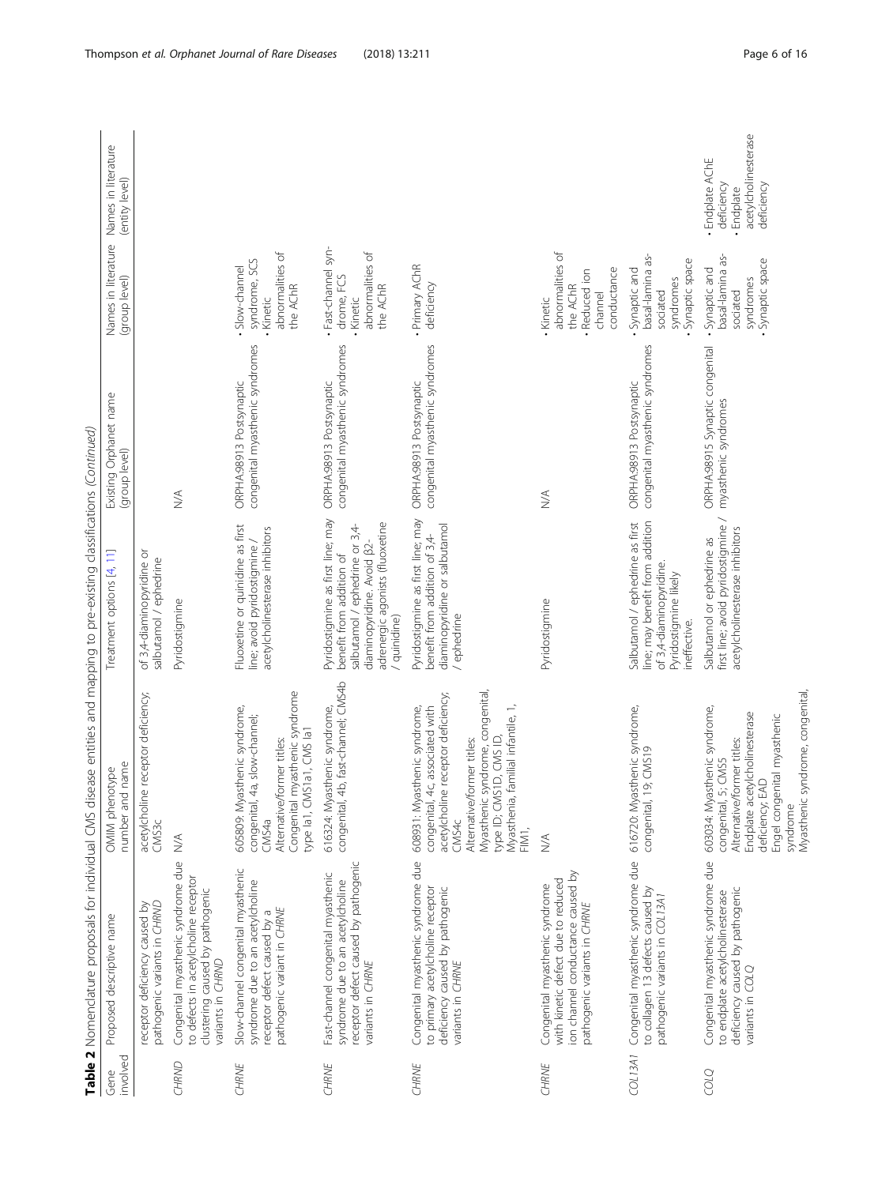**Table 2** Nomenclature proposals for individual CMS disease entities and mapping to pre-existing classifications *(Continued)*

| Gene involved | Proposed descriptive name | OMIM phenotype number and name | Treatment options [4, 11] | Existing Orphanet name (group level) | Names in literature (group level) | Names in literature (entity level) |
|---|---|---|---|---|---|---|
| | receptor deficiency caused by pathogenic variants in *CHRND* | acetylcholine receptor deficiency; CMS3c | of 3,4-diaminopyridine or salbutamol / ephedrine | | | |
| *CHRND* | Congenital myasthenic syndrome due to defects in acetylcholine receptor clustering caused by pathogenic variants in *CHRND* | N/A | Pyridostigmine | N/A | | |
| *CHRNE* | Slow-channel congenital myasthenic syndrome due to an acetylcholine receptor defect caused by a pathogenic variant in *CHRNE* | 605809: Myasthenic syndrome, congenital, 4a, slow-channel; CMS4a<br>Alternative/former titles: Congenital myasthenic syndrome type Ia1, CMS1a1, CMS Ia1 | Fluoxetine or quinidine as first line; avoid pyridostigmine / acetylcholinesterase inhibitors | ORPHA:98913 Postsynaptic congenital myasthenic syndromes | • Slow-channel syndrome, SCS<br>• Kinetic abnormalities of the AChR | |
| *CHRNE* | Fast-channel congenital myasthenic syndrome due to an acetylcholine receptor defect caused by pathogenic variants in *CHRNE* | 616324: Myasthenic syndrome, congenital, 4b, fast-channel; CMS4b | Pyridostigmine as first line; may benefit from addition of salbutamol / ephedrine or 3,4-diaminopyridine. Avoid β2-adrenergic agonists (fluoxetine / quinidine) | ORPHA:98913 Postsynaptic congenital myasthenic syndromes | • Fast-channel syndrome, FCS<br>• Kinetic abnormalities of the AChR | |
| *CHRNE* | Congenital myasthenic syndrome due to primary acetylcholine receptor deficiency caused by pathogenic variants in *CHRNE* | 608931: Myasthenic syndrome, congenital, 4c, associated with acetylcholine receptor deficiency; CMS4c<br>Alternative/former titles: Myasthenic syndrome, congenital, type ID; CMS1D, CMS ID, Myasthenia, familial infantile, 1, FIM1, | Pyridostigmine as first line; may benefit from addition of 3,4-diaminopyridine or salbutamol / ephedrine | ORPHA:98913 Postsynaptic congenital myasthenic syndromes | • Primary AChR deficiency | |
| *CHRNE* | Congenital myasthenic syndrome with kinetic defect due to reduced ion channel conductance caused by pathogenic variants in *CHRNE* | N/A | Pyridostigmine | N/A | • Kinetic abnormalities of the AChR<br>• Reduced ion channel conductance | |
| *COL13A1* | Congenital myasthenic syndrome due to collagen 13 defects caused by pathogenic variants in *COL13A1* | 616720: Myasthenic syndrome, congenital, 19; CMS19 | Salbutamol / ephedrine as first line; may benefit from addition of 3,4-diaminopyridine. Pyridostigmine likely ineffective. | ORPHA:98913 Postsynaptic congenital myasthenic syndromes | • Synaptic and basal-lamina associated syndromes<br>• Synaptic space | |
| *COLQ* | Congenital myasthenic syndrome due to endplate acetylcholinesterase deficiency caused by pathogenic variants in *COLQ* | 603034: Myasthenic syndrome, congenital, 5; CMS5<br>Alternative/former titles: Endplate acetylcholinesterase deficiency; EAD<br>Engel congenital myasthenic syndrome<br>Myasthenic syndrome, congenital, | Salbutamol or ephedrine as first line; avoid pyridostigmine / acetylcholinesterase inhibitors | ORPHA:98915 Synaptic congenital myasthenic syndromes | • Synaptic and basal-lamina associated syndromes<br>• Synaptic space | • Endplate AChE deficiency<br>• Endplate acetylcholinesterase deficiency |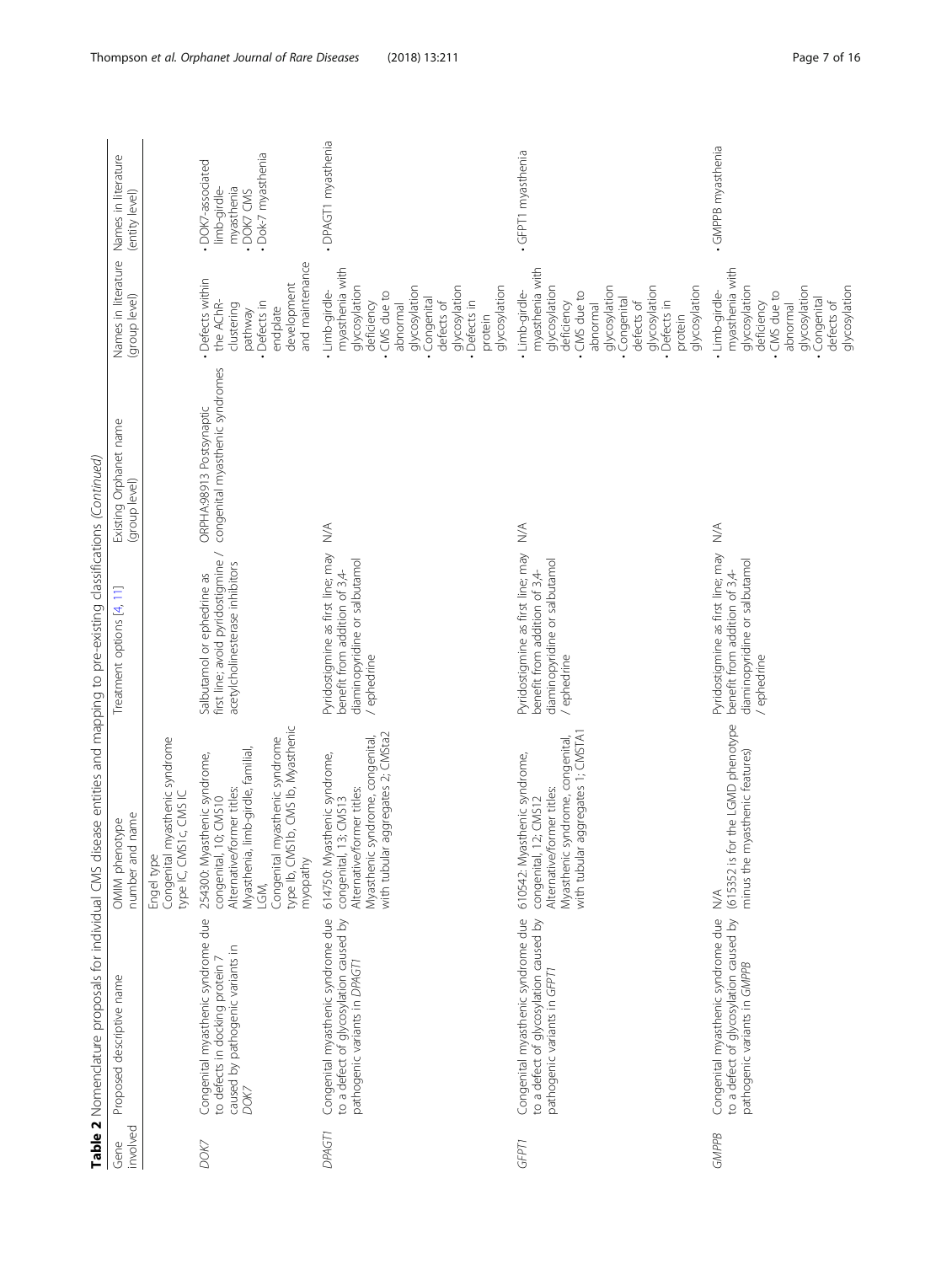**Table 2** Nomenclature proposals for individual CMS disease entities and mapping to pre-existing classifications *(Continued)*

| Gene involved | Proposed descriptive name | OMIM phenotype number and name | Treatment options [4, 11] | Existing Orphanet name (group level) | Names in literature (group level) | Names in literature (entity level) |
|---|---|---|---|---|---|---|
| | | Engel type<br>Congenital myasthenic syndrome type IC, CMS1c, CMS IC | | | | |
| *DOK7* | Congenital myasthenic syndrome due to defects in docking protein 7 caused by pathogenic variants in *DOK7* | 254300: Myasthenic syndrome, congenital, 10; CMS10<br>Alternative/former titles:<br>Myasthenia, limb-girdle, familial, LGM,<br>Congenital myasthenic syndrome type Ib, CMS1b, CMS Ib, Myasthenic myopathy | Salbutamol or ephedrine as first line; avoid pyridostigmine / acetylcholinesterase inhibitors | ORPHA:98913 Postsynaptic congenital myasthenic syndromes | • Defects within the AChR-clustering pathway<br>• Defects in endplate development and maintenance | • DOK7-associated limb-girdle-myasthenia<br>• DOK7 CMS<br>• Dok-7 myasthenia |
| *DPAGT1* | Congenital myasthenic syndrome due to a defect of glycosylation caused by pathogenic variants in *DPAGT1* | 614750: Myasthenic syndrome, congenital, 13; CMS13<br>Alternative/former titles:<br>Myasthenic syndrome, congenital, with tubular aggregates 2; CMSta2 | Pyridostigmine as first line; may benefit from addition of 3,4-diaminopyridine or salbutamol / ephedrine | N/A | • Limb-girdle-myasthenia with glycosylation deficiency<br>• CMS due to abnormal glycosylation<br>• Congenital defects of glycosylation<br>• Defects in protein glycosylation | • DPAGT1 myasthenia |
| *GFPT1* | Congenital myasthenic syndrome due to a defect of glycosylation caused by pathogenic variants in *GFPT1* | 610542: Myasthenic syndrome, congenital, 12; CMS12<br>Alternative/former titles:<br>Myasthenic syndrome, congenital, with tubular aggregates 1; CMSTA1 | Pyridostigmine as first line; may benefit from addition of 3,4-diaminopyridine or salbutamol / ephedrine | N/A | • Limb-girdle-myasthenia with glycosylation deficiency<br>• CMS due to abnormal glycosylation<br>• Congenital defects of glycosylation<br>• Defects in protein glycosylation | • GFPT1 myasthenia |
| *GMPPB* | Congenital myasthenic syndrome due to a defect of glycosylation caused by pathogenic variants in *GMPPB* | N/A<br>(615352 is for the LGMD phenotype minus the myasthenic features) | Pyridostigmine as first line; may benefit from addition of 3,4-diaminopyridine or salbutamol / ephedrine | N/A | • Limb-girdle-myasthenia with glycosylation deficiency<br>• CMS due to abnormal glycosylation<br>• Congenital defects of glycosylation | • GMPPB myasthenia |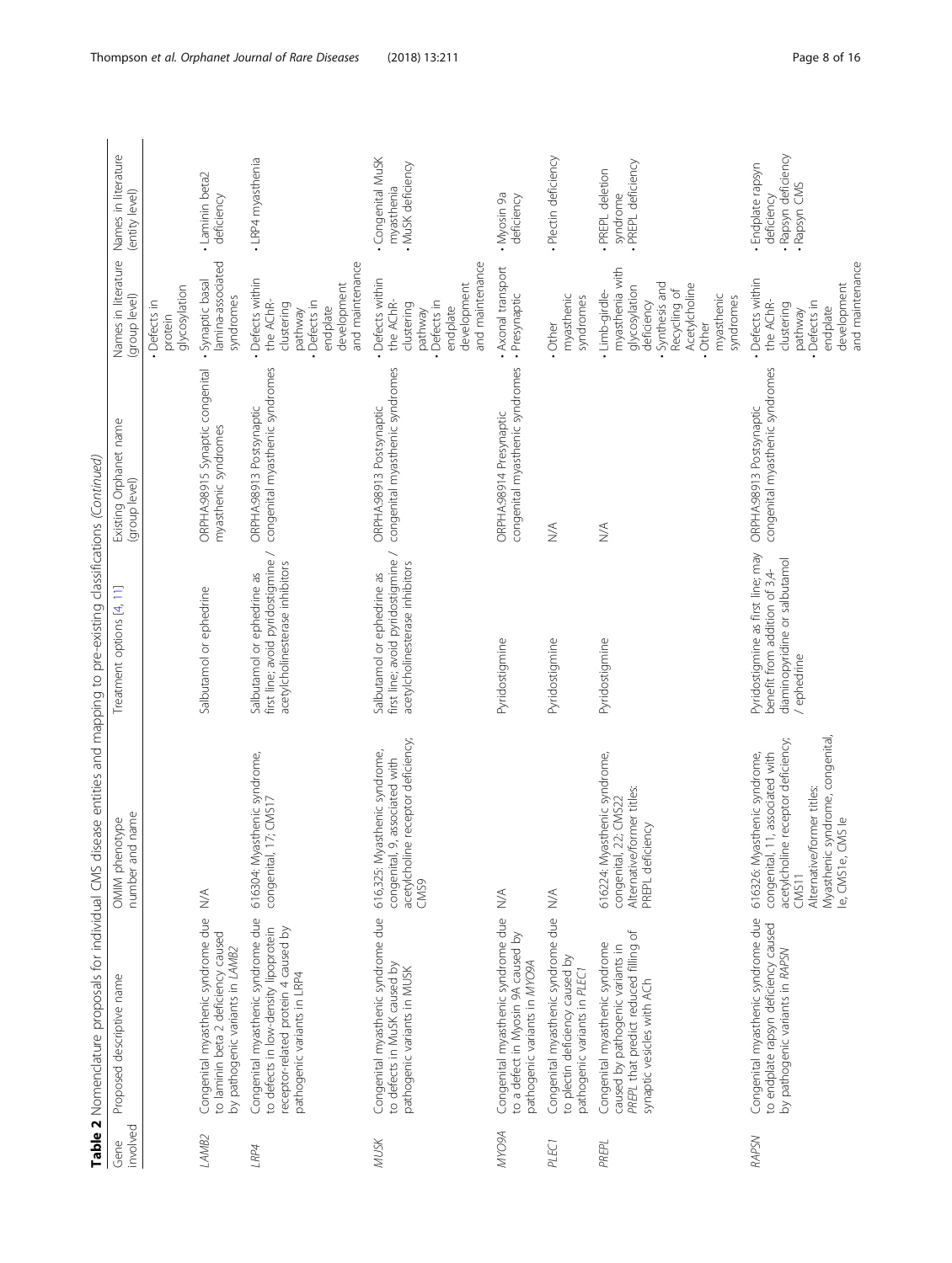**Table 2** Nomenclature proposals for individual CMS disease entities and mapping to pre-existing classifications *(Continued)*

| Gene involved | Proposed descriptive name | OMIM phenotype number and name | Treatment options [4, 11] | Existing Orphanet name (group level) | Names in literature (group level) | Names in literature (entity level) |
|---|---|---|---|---|---|---|
| | | | | | • Defects in protein glycosylation | |
| *LAMB2* | Congenital myasthenic syndrome due to laminin beta 2 deficiency caused by pathogenic variants in *LAMB2* | N/A | Salbutamol or ephedrine | ORPHA:98915 Synaptic congenital myasthenic syndromes | • Synaptic basal lamina-associated syndromes | • Laminin beta2 deficiency |
| *LRP4* | Congenital myasthenic syndrome due to defects in low-density lipoprotein receptor-related protein 4 caused by pathogenic variants in LRP4 | 616304: Myasthenic syndrome, congenital, 17; CMS17 | Salbutamol or ephedrine as first line; avoid pyridostigmine / acetylcholinesterase inhibitors | ORPHA:98913 Postsynaptic congenital myasthenic syndromes | • Defects within the AChR-clustering pathway<br>• Defects in endplate development and maintenance | • LRP4 myasthenia |
| *MUSK* | Congenital myasthenic syndrome due to defects in MuSK caused by pathogenic variants in MUSK | 616325: Myasthenic syndrome, congenital, 9, associated with acetylcholine receptor deficiency; CMS9 | Salbutamol or ephedrine as first line; avoid pyridostigmine / acetylcholinesterase inhibitors | ORPHA:98913 Postsynaptic congenital myasthenic syndromes | • Defects within the AChR-clustering pathway<br>• Defects in endplate development and maintenance | • Congenital MuSK myasthenia<br>• MuSK deficiency |
| *MYO9A* | Congenital myasthenic syndrome due to a defect in Myosin 9A caused by pathogenic variants in *MYO9A* | N/A | Pyridostigmine | ORPHA:98914 Presynaptic congenital myasthenic syndromes | • Axonal transport<br>• Presynaptic | • Myosin 9a deficiency |
| *PLEC1* | Congenital myasthenic syndrome due to plectin deficiency caused by pathogenic variants in *PLEC1* | N/A | Pyridostigmine | N/A | • Other myasthenic syndromes | • Plectin deficiency |
| *PREPL* | Congenital myasthenic syndrome caused by pathogenic variants in *PREPL* that predict reduced filling of synaptic vesicles with ACh | 616224: Myasthenic syndrome, congenital, 22; CMS22<br>Alternative/former titles: PREPL deficiency | Pyridostigmine | N/A | • Limb-girdle-myasthenia with glycosylation deficiency<br>• Synthesis and Recycling of Acetylcholine<br>• Other myasthenic syndromes | • PREPL deletion syndrome<br>• PREPL deficiency |
| *RAPSN* | Congenital myasthenic syndrome due to endplate rapsyn deficiency caused by pathogenic variants in *RAPSN* | 616326: Myasthenic syndrome, congenital, 11, associated with acetylcholine receptor deficiency; CMS11<br>Alternative/former titles: Myasthenic syndrome, congenital, Ie, CMS1e, CMS Ie | Pyridostigmine as first line; may benefit from addition of 3,4-diaminopyridine or salbutamol / ephedrine | ORPHA:98913 Postsynaptic congenital myasthenic syndromes | • Defects within the AChR-clustering pathway<br>• Defects in endplate development and maintenance | • Endplate rapsyn deficiency<br>• Rapsyn deficiency<br>• Rapsyn CMS |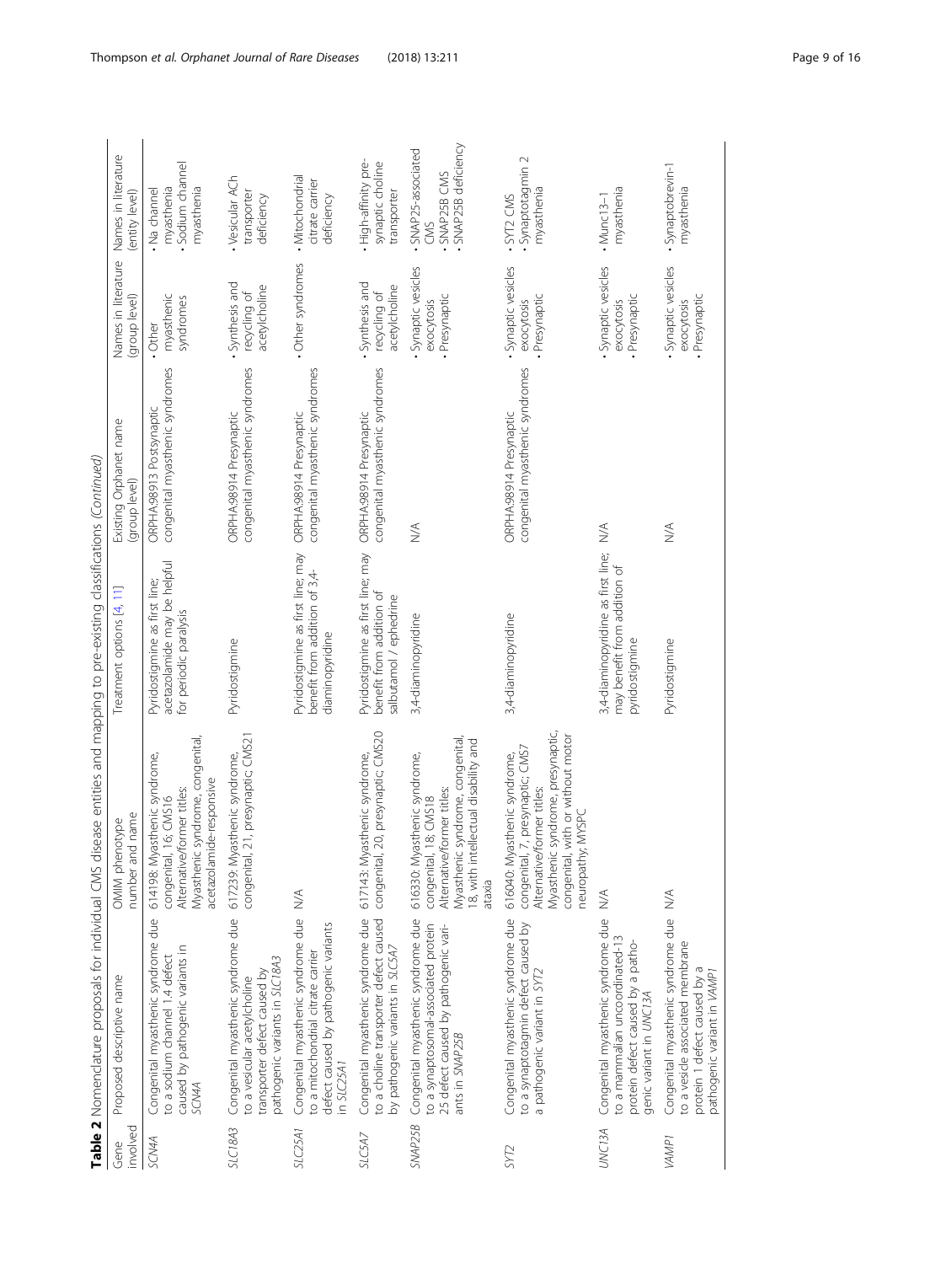**Table 2** Nomenclature proposals for individual CMS disease entities and mapping to pre-existing classifications *(Continued)*

| Gene involved | Proposed descriptive name | OMIM phenotype number and name | Treatment options [4, 11] | Existing Orphanet name (group level) | Names in literature (group level) | Names in literature (entity level) |
|---|---|---|---|---|---|---|
| *SCN4A* | Congenital myasthenic syndrome due to a sodium channel 1.4 defect caused by pathogenic variants in *SCN4A* | 614198: Myasthenic syndrome, congenital, 16; CMS16 Alternative/former titles: Myasthenic syndrome, congenital, acetazolamide-responsive | Pyridostigmine as first line; acetazolamide may be helpful for periodic paralysis | ORPHA:98913 Postsynaptic congenital myasthenic syndromes | • Other myasthenic syndromes | • Na channel myasthenia<br>• Sodium channel myasthenia |
| *SLC18A3* | Congenital myasthenic syndrome due to a vesicular acetylcholine transporter defect caused by pathogenic variants in *SLC18A3* | 617239: Myasthenic syndrome, congenital, 21, presynaptic; CMS21 | Pyridostigmine | ORPHA:98914 Presynaptic congenital myasthenic syndromes | • Synthesis and recycling of acetylcholine | • Vesicular ACh transporter deficiency |
| *SLC25A1* | Congenital myasthenic syndrome due to a mitochondrial citrate carrier defect caused by pathogenic variants in *SLC25A1* | N/A | Pyridostigmine as first line; may benefit from addition of 3,4-diaminopyridine | ORPHA:98914 Presynaptic congenital myasthenic syndromes | • Other syndromes | • Mitochondrial citrate carrier deficiency |
| *SLC5A7* | Congenital myasthenic syndrome due to a choline transporter defect caused by pathogenic variants in *SLC5A7* | 617143: Myasthenic syndrome, congenital, 20, presynaptic; CMS20 | Pyridostigmine as first line; may benefit from addition of salbutamol / ephedrine | ORPHA:98914 Presynaptic congenital myasthenic syndromes | • Synthesis and recycling of acetylcholine | • High-affinity presynaptic choline transporter |
| *SNAP25B* | Congenital myasthenic syndrome due to a synaptosomal-associated protein 25 defect caused by pathogenic variants in *SNAP25B* | 616330: Myasthenic syndrome, congenital, 18; CMS18 Alternative/former titles: Myasthenic syndrome, congenital, 18, with intellectual disability and ataxia | 3,4-diaminopyridine | N/A | • Synaptic vesicles exocytosis<br>• Presynaptic | • SNAP25-associated CMS<br>• SNAP25B CMS<br>• SNAP25B deficiency |
| *SYT2* | Congenital myasthenic syndrome due to a synaptotagmin defect caused by a pathogenic variant in *SYT2* | 616040: Myasthenic syndrome, congenital, 7, presynaptic; CMS7 Alternative/former titles: Myasthenic syndrome, presynaptic, congenital, with or without motor neuropathy; MYSPC | 3,4-diaminopyridine | ORPHA:98914 Presynaptic congenital myasthenic syndromes | • Synaptic vesicles exocytosis<br>• Presynaptic | • SYT2 CMS<br>• Synaptotagmin 2 myasthenia |
| *UNC13A* | Congenital myasthenic syndrome due to a mammalian uncoordinated-13 protein defect caused by a pathogenic variant in *UNC13A* | N/A | 3,4-diaminopyridine as first line; may benefit from addition of pyridostigmine | N/A | • Synaptic vesicles exocytosis<br>• Presynaptic | • Munc13–1 myasthenia |
| *VAMP1* | Congenital myasthenic syndrome due to a vesicle associated membrane protein 1 defect caused by a pathogenic variant in *VAMP1* | N/A | Pyridostigmine | N/A | • Synaptic vesicles exocytosis<br>• Presynaptic | • Synaptobrevin-1 myasthenia |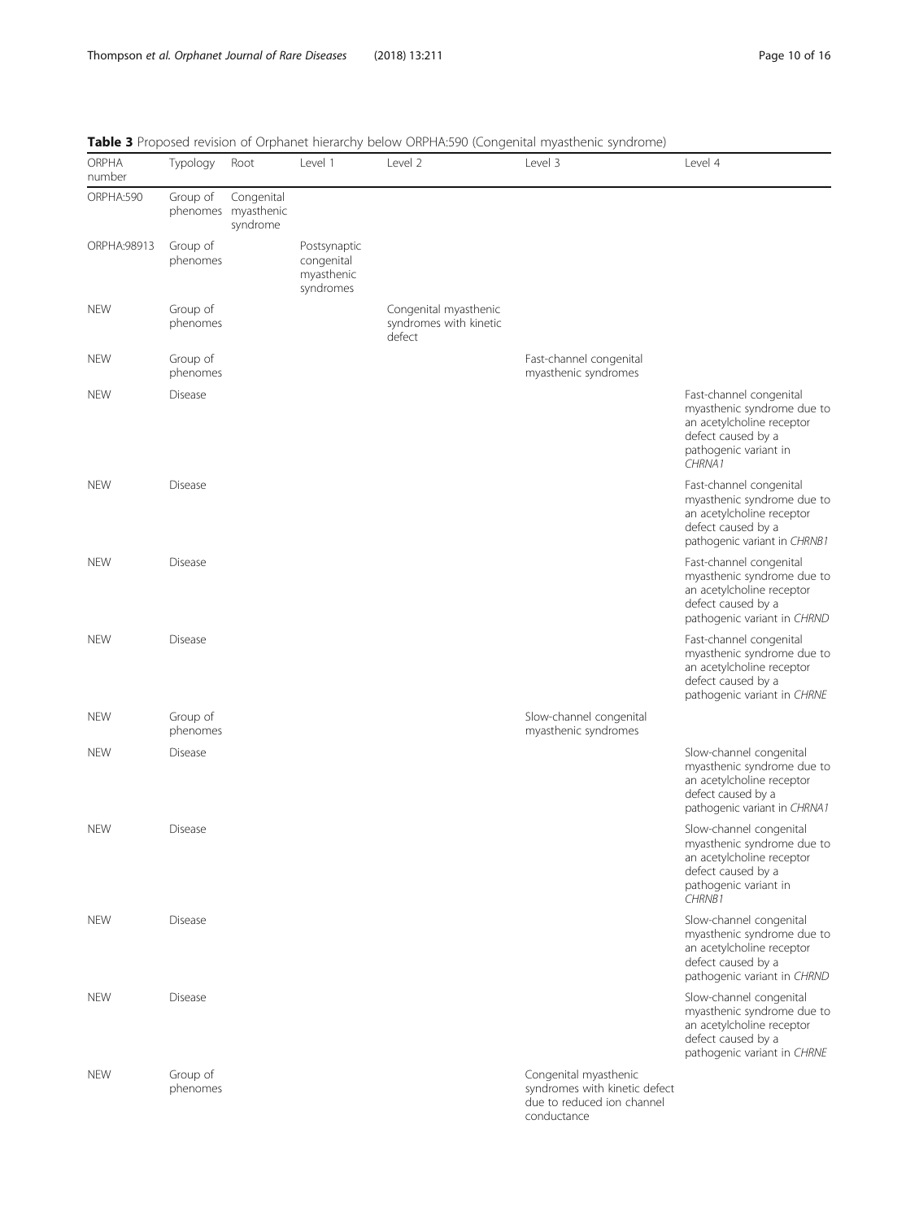**Table 3** Proposed revision of Orphanet hierarchy below ORPHA:590 (Congenital myasthenic syndrome)

| ORPHA number | Typology | Root | Level 1 | Level 2 | Level 3 | Level 4 |
|---|---|---|---|---|---|---|
| ORPHA:590 | Group of phenomes | Congenital myasthenic syndrome | | | | |
| ORPHA:98913 | Group of phenomes | | Postsynaptic congenital myasthenic syndromes | | | |
| NEW | Group of phenomes | | | Congenital myasthenic syndromes with kinetic defect | | |
| NEW | Group of phenomes | | | | Fast-channel congenital myasthenic syndromes | |
| NEW | Disease | | | | | Fast-channel congenital myasthenic syndrome due to an acetylcholine receptor defect caused by a pathogenic variant in *CHRNA1* |
| NEW | Disease | | | | | Fast-channel congenital myasthenic syndrome due to an acetylcholine receptor defect caused by a pathogenic variant in *CHRNB1* |
| NEW | Disease | | | | | Fast-channel congenital myasthenic syndrome due to an acetylcholine receptor defect caused by a pathogenic variant in *CHRND* |
| NEW | Disease | | | | | Fast-channel congenital myasthenic syndrome due to an acetylcholine receptor defect caused by a pathogenic variant in *CHRNE* |
| NEW | Group of phenomes | | | | Slow-channel congenital myasthenic syndromes | |
| NEW | Disease | | | | | Slow-channel congenital myasthenic syndrome due to an acetylcholine receptor defect caused by a pathogenic variant in *CHRNA1* |
| NEW | Disease | | | | | Slow-channel congenital myasthenic syndrome due to an acetylcholine receptor defect caused by a pathogenic variant in *CHRNB1* |
| NEW | Disease | | | | | Slow-channel congenital myasthenic syndrome due to an acetylcholine receptor defect caused by a pathogenic variant in *CHRND* |
| NEW | Disease | | | | | Slow-channel congenital myasthenic syndrome due to an acetylcholine receptor defect caused by a pathogenic variant in *CHRNE* |
| NEW | Group of phenomes | | | | Congenital myasthenic syndromes with kinetic defect due to reduced ion channel conductance | |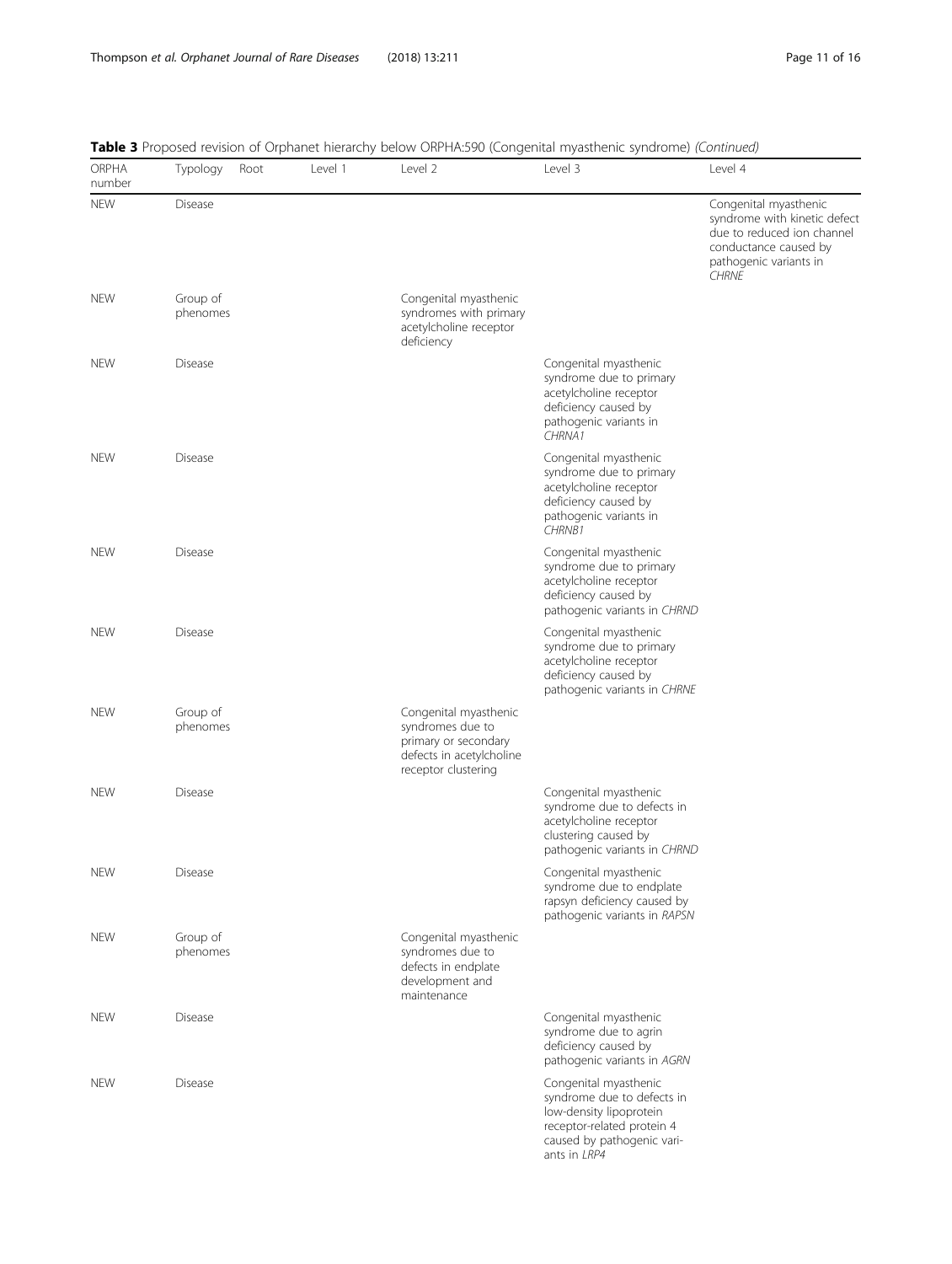**Table 3** Proposed revision of Orphanet hierarchy below ORPHA:590 (Congenital myasthenic syndrome) *(Continued)*

| ORPHA number | Typology | Root | Level 1 | Level 2 | Level 3 | Level 4 |
|---|---|---|---|---|---|---|
| NEW | Disease | | | | | Congenital myasthenic syndrome with kinetic defect due to reduced ion channel conductance caused by pathogenic variants in *CHRNE* |
| NEW | Group of phenomes | | | Congenital myasthenic syndromes with primary acetylcholine receptor deficiency | | |
| NEW | Disease | | | | Congenital myasthenic syndrome due to primary acetylcholine receptor deficiency caused by pathogenic variants in *CHRNA1* | |
| NEW | Disease | | | | Congenital myasthenic syndrome due to primary acetylcholine receptor deficiency caused by pathogenic variants in *CHRNB1* | |
| NEW | Disease | | | | Congenital myasthenic syndrome due to primary acetylcholine receptor deficiency caused by pathogenic variants in *CHRND* | |
| NEW | Disease | | | | Congenital myasthenic syndrome due to primary acetylcholine receptor deficiency caused by pathogenic variants in *CHRNE* | |
| NEW | Group of phenomes | | | Congenital myasthenic syndromes due to primary or secondary defects in acetylcholine receptor clustering | | |
| NEW | Disease | | | | Congenital myasthenic syndrome due to defects in acetylcholine receptor clustering caused by pathogenic variants in *CHRND* | |
| NEW | Disease | | | | Congenital myasthenic syndrome due to endplate rapsyn deficiency caused by pathogenic variants in *RAPSN* | |
| NEW | Group of phenomes | | | Congenital myasthenic syndromes due to defects in endplate development and maintenance | | |
| NEW | Disease | | | | Congenital myasthenic syndrome due to agrin deficiency caused by pathogenic variants in *AGRN* | |
| NEW | Disease | | | | Congenital myasthenic syndrome due to defects in low-density lipoprotein receptor-related protein 4 caused by pathogenic variants in *LRP4* | |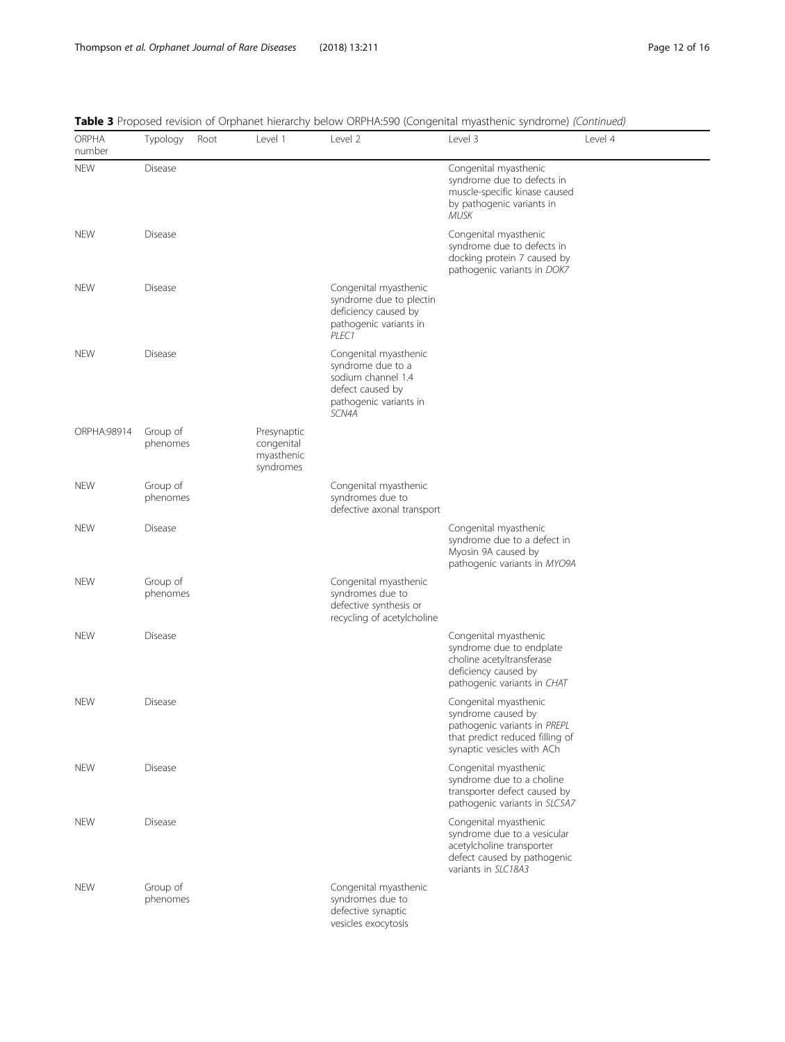**Table 3** Proposed revision of Orphanet hierarchy below ORPHA:590 (Congenital myasthenic syndrome) *(Continued)*

| ORPHA number | Typology | Root | Level 1 | Level 2 | Level 3 | Level 4 |
|---|---|---|---|---|---|---|
| NEW | Disease | | | | Congenital myasthenic syndrome due to defects in muscle-specific kinase caused by pathogenic variants in *MUSK* | |
| NEW | Disease | | | | Congenital myasthenic syndrome due to defects in docking protein 7 caused by pathogenic variants in *DOK7* | |
| NEW | Disease | | | Congenital myasthenic syndrome due to plectin deficiency caused by pathogenic variants in *PLEC1* | | |
| NEW | Disease | | | Congenital myasthenic syndrome due to a sodium channel 1.4 defect caused by pathogenic variants in *SCN4A* | | |
| ORPHA:98914 | Group of phenomes | | Presynaptic congenital myasthenic syndromes | | | |
| NEW | Group of phenomes | | | Congenital myasthenic syndromes due to defective axonal transport | | |
| NEW | Disease | | | | Congenital myasthenic syndrome due to a defect in Myosin 9A caused by pathogenic variants in *MYO9A* | |
| NEW | Group of phenomes | | | Congenital myasthenic syndromes due to defective synthesis or recycling of acetylcholine | | |
| NEW | Disease | | | | Congenital myasthenic syndrome due to endplate choline acetyltransferase deficiency caused by pathogenic variants in *CHAT* | |
| NEW | Disease | | | | Congenital myasthenic syndrome caused by pathogenic variants in *PREPL* that predict reduced filling of synaptic vesicles with ACh | |
| NEW | Disease | | | | Congenital myasthenic syndrome due to a choline transporter defect caused by pathogenic variants in *SLC5A7* | |
| NEW | Disease | | | | Congenital myasthenic syndrome due to a vesicular acetylcholine transporter defect caused by pathogenic variants in *SLC18A3* | |
| NEW | Group of phenomes | | | Congenital myasthenic syndromes due to defective synaptic vesicles exocytosis | | |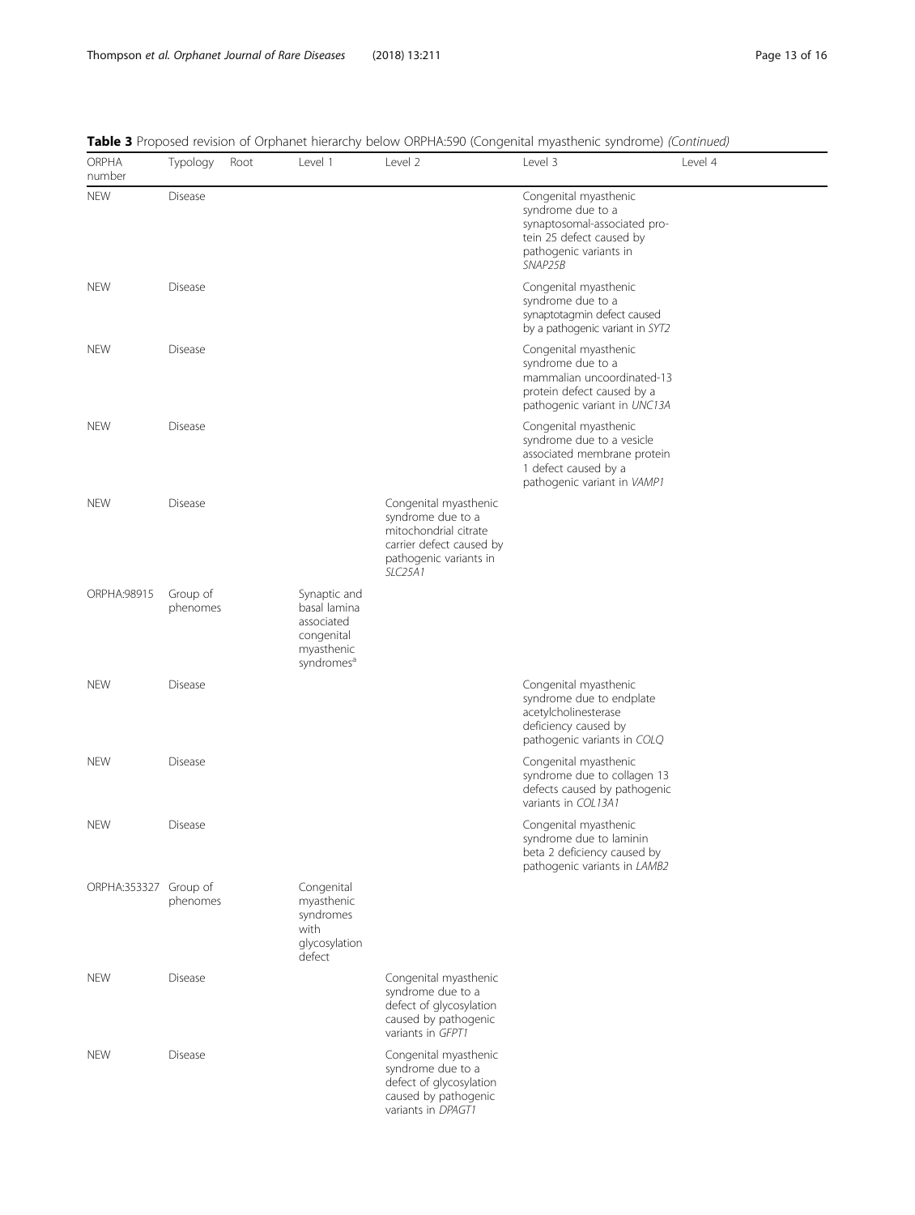**Table 3** Proposed revision of Orphanet hierarchy below ORPHA:590 (Congenital myasthenic syndrome) *(Continued)*

| ORPHA number | Typology | Root | Level 1 | Level 2 | Level 3 | Level 4 |
|---|---|---|---|---|---|---|
| NEW | Disease | | | | Congenital myasthenic syndrome due to a synaptosomal-associated protein 25 defect caused by pathogenic variants in *SNAP25B* | |
| NEW | Disease | | | | Congenital myasthenic syndrome due to a synaptotagmin defect caused by a pathogenic variant in *SYT2* | |
| NEW | Disease | | | | Congenital myasthenic syndrome due to a mammalian uncoordinated-13 protein defect caused by a pathogenic variant in *UNC13A* | |
| NEW | Disease | | | | Congenital myasthenic syndrome due to a vesicle associated membrane protein 1 defect caused by a pathogenic variant in *VAMP1* | |
| NEW | Disease | | | Congenital myasthenic syndrome due to a mitochondrial citrate carrier defect caused by pathogenic variants in *SLC25A1* | | |
| ORPHA:98915 | Group of phenomes | | Synaptic and basal lamina associated congenital myasthenic syndromes[a] | | | |
| NEW | Disease | | | | Congenital myasthenic syndrome due to endplate acetylcholinesterase deficiency caused by pathogenic variants in *COLQ* | |
| NEW | Disease | | | | Congenital myasthenic syndrome due to collagen 13 defects caused by pathogenic variants in *COL13A1* | |
| NEW | Disease | | | | Congenital myasthenic syndrome due to laminin beta 2 deficiency caused by pathogenic variants in *LAMB2* | |
| ORPHA:353327 | Group of phenomes | | Congenital myasthenic syndromes with glycosylation defect | | | |
| NEW | Disease | | | Congenital myasthenic syndrome due to a defect of glycosylation caused by pathogenic variants in *GFPT1* | | |
| NEW | Disease | | | Congenital myasthenic syndrome due to a defect of glycosylation caused by pathogenic variants in *DPAGT1* | | |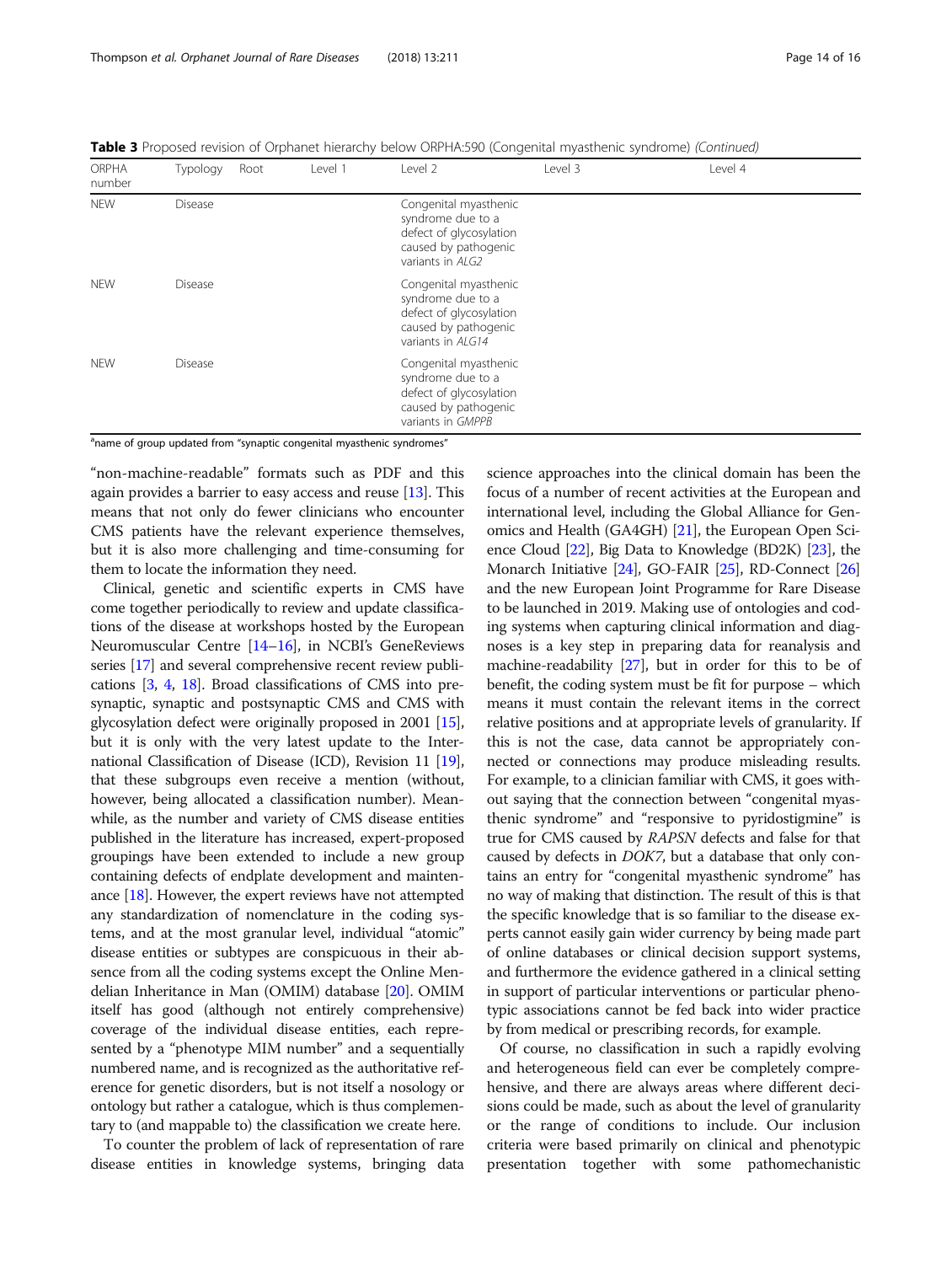**Table 3** Proposed revision of Orphanet hierarchy below ORPHA:590 (Congenital myasthenic syndrome) *(Continued)*

| ORPHA number | Typology | Root | Level 1 | Level 2 | Level 3 | Level 4 |
|---|---|---|---|---|---|---|
| NEW | Disease | | | Congenital myasthenic syndrome due to a defect of glycosylation caused by pathogenic variants in *ALG2* | | |
| NEW | Disease | | | Congenital myasthenic syndrome due to a defect of glycosylation caused by pathogenic variants in *ALG14* | | |
| NEW | Disease | | | Congenital myasthenic syndrome due to a defect of glycosylation caused by pathogenic variants in *GMPPB* | | |

[a]name of group updated from "synaptic congenital myasthenic syndromes"

"non-machine-readable" formats such as PDF and this again provides a barrier to easy access and reuse [13]. This means that not only do fewer clinicians who encounter CMS patients have the relevant experience themselves, but it is also more challenging and time-consuming for them to locate the information they need.

Clinical, genetic and scientific experts in CMS have come together periodically to review and update classifications of the disease at workshops hosted by the European Neuromuscular Centre [14–16], in NCBI's GeneReviews series [17] and several comprehensive recent review publications [3, 4, 18]. Broad classifications of CMS into presynaptic, synaptic and postsynaptic CMS and CMS with glycosylation defect were originally proposed in 2001 [15], but it is only with the very latest update to the International Classification of Disease (ICD), Revision 11 [19], that these subgroups even receive a mention (without, however, being allocated a classification number). Meanwhile, as the number and variety of CMS disease entities published in the literature has increased, expert-proposed groupings have been extended to include a new group containing defects of endplate development and maintenance [18]. However, the expert reviews have not attempted any standardization of nomenclature in the coding systems, and at the most granular level, individual "atomic" disease entities or subtypes are conspicuous in their absence from all the coding systems except the Online Mendelian Inheritance in Man (OMIM) database [20]. OMIM itself has good (although not entirely comprehensive) coverage of the individual disease entities, each represented by a "phenotype MIM number" and a sequentially numbered name, and is recognized as the authoritative reference for genetic disorders, but is not itself a nosology or ontology but rather a catalogue, which is thus complementary to (and mappable to) the classification we create here.

To counter the problem of lack of representation of rare disease entities in knowledge systems, bringing data science approaches into the clinical domain has been the focus of a number of recent activities at the European and international level, including the Global Alliance for Genomics and Health (GA4GH) [21], the European Open Science Cloud [22], Big Data to Knowledge (BD2K) [23], the Monarch Initiative [24], GO-FAIR [25], RD-Connect [26] and the new European Joint Programme for Rare Disease to be launched in 2019. Making use of ontologies and coding systems when capturing clinical information and diagnoses is a key step in preparing data for reanalysis and machine-readability [27], but in order for this to be of benefit, the coding system must be fit for purpose – which means it must contain the relevant items in the correct relative positions and at appropriate levels of granularity. If this is not the case, data cannot be appropriately connected or connections may produce misleading results. For example, to a clinician familiar with CMS, it goes without saying that the connection between "congenital myasthenic syndrome" and "responsive to pyridostigmine" is true for CMS caused by *RAPSN* defects and false for that caused by defects in *DOK7*, but a database that only contains an entry for "congenital myasthenic syndrome" has no way of making that distinction. The result of this is that the specific knowledge that is so familiar to the disease experts cannot easily gain wider currency by being made part of online databases or clinical decision support systems, and furthermore the evidence gathered in a clinical setting in support of particular interventions or particular phenotypic associations cannot be fed back into wider practice by from medical or prescribing records, for example.

Of course, no classification in such a rapidly evolving and heterogeneous field can ever be completely comprehensive, and there are always areas where different decisions could be made, such as about the level of granularity or the range of conditions to include. Our inclusion criteria were based primarily on clinical and phenotypic presentation together with some pathomechanistic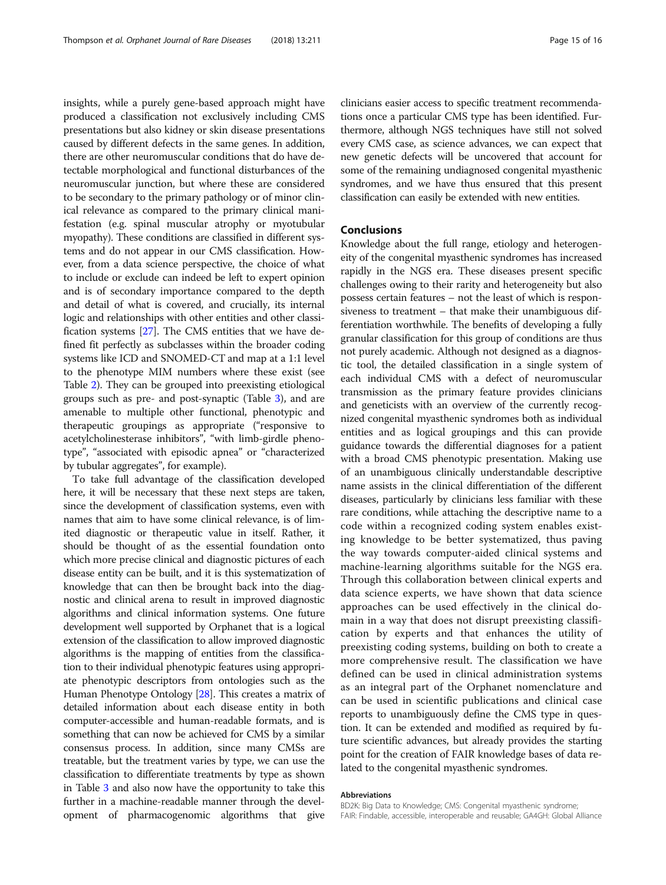insights, while a purely gene-based approach might have produced a classification not exclusively including CMS presentations but also kidney or skin disease presentations caused by different defects in the same genes. In addition, there are other neuromuscular conditions that do have detectable morphological and functional disturbances of the neuromuscular junction, but where these are considered to be secondary to the primary pathology or of minor clinical relevance as compared to the primary clinical manifestation (e.g. spinal muscular atrophy or myotubular myopathy). These conditions are classified in different systems and do not appear in our CMS classification. However, from a data science perspective, the choice of what to include or exclude can indeed be left to expert opinion and is of secondary importance compared to the depth and detail of what is covered, and crucially, its internal logic and relationships with other entities and other classification systems [27]. The CMS entities that we have defined fit perfectly as subclasses within the broader coding systems like ICD and SNOMED-CT and map at a 1:1 level to the phenotype MIM numbers where these exist (see Table 2). They can be grouped into preexisting etiological groups such as pre- and post-synaptic (Table 3), and are amenable to multiple other functional, phenotypic and therapeutic groupings as appropriate ("responsive to acetylcholinesterase inhibitors", "with limb-girdle phenotype", "associated with episodic apnea" or "characterized by tubular aggregates", for example).

To take full advantage of the classification developed here, it will be necessary that these next steps are taken, since the development of classification systems, even with names that aim to have some clinical relevance, is of limited diagnostic or therapeutic value in itself. Rather, it should be thought of as the essential foundation onto which more precise clinical and diagnostic pictures of each disease entity can be built, and it is this systematization of knowledge that can then be brought back into the diagnostic and clinical arena to result in improved diagnostic algorithms and clinical information systems. One future development well supported by Orphanet that is a logical extension of the classification to allow improved diagnostic algorithms is the mapping of entities from the classification to their individual phenotypic features using appropriate phenotypic descriptors from ontologies such as the Human Phenotype Ontology [28]. This creates a matrix of detailed information about each disease entity in both computer-accessible and human-readable formats, and is something that can now be achieved for CMS by a similar consensus process. In addition, since many CMSs are treatable, but the treatment varies by type, we can use the classification to differentiate treatments by type as shown in Table 3 and also now have the opportunity to take this further in a machine-readable manner through the development of pharmacogenomic algorithms that give clinicians easier access to specific treatment recommendations once a particular CMS type has been identified. Furthermore, although NGS techniques have still not solved every CMS case, as science advances, we can expect that new genetic defects will be uncovered that account for some of the remaining undiagnosed congenital myasthenic syndromes, and we have thus ensured that this present classification can easily be extended with new entities.

## Conclusions

Knowledge about the full range, etiology and heterogeneity of the congenital myasthenic syndromes has increased rapidly in the NGS era. These diseases present specific challenges owing to their rarity and heterogeneity but also possess certain features – not the least of which is responsiveness to treatment – that make their unambiguous differentiation worthwhile. The benefits of developing a fully granular classification for this group of conditions are thus not purely academic. Although not designed as a diagnostic tool, the detailed classification in a single system of each individual CMS with a defect of neuromuscular transmission as the primary feature provides clinicians and geneticists with an overview of the currently recognized congenital myasthenic syndromes both as individual entities and as logical groupings and this can provide guidance towards the differential diagnoses for a patient with a broad CMS phenotypic presentation. Making use of an unambiguous clinically understandable descriptive name assists in the clinical differentiation of the different diseases, particularly by clinicians less familiar with these rare conditions, while attaching the descriptive name to a code within a recognized coding system enables existing knowledge to be better systematized, thus paving the way towards computer-aided clinical systems and machine-learning algorithms suitable for the NGS era. Through this collaboration between clinical experts and data science experts, we have shown that data science approaches can be used effectively in the clinical domain in a way that does not disrupt preexisting classification by experts and that enhances the utility of preexisting coding systems, building on both to create a more comprehensive result. The classification we have defined can be used in clinical administration systems as an integral part of the Orphanet nomenclature and can be used in scientific publications and clinical case reports to unambiguously define the CMS type in question. It can be extended and modified as required by future scientific advances, but already provides the starting point for the creation of FAIR knowledge bases of data related to the congenital myasthenic syndromes.

#### Abbreviations

BD2K: Big Data to Knowledge; CMS: Congenital myasthenic syndrome; FAIR: Findable, accessible, interoperable and reusable; GA4GH: Global Alliance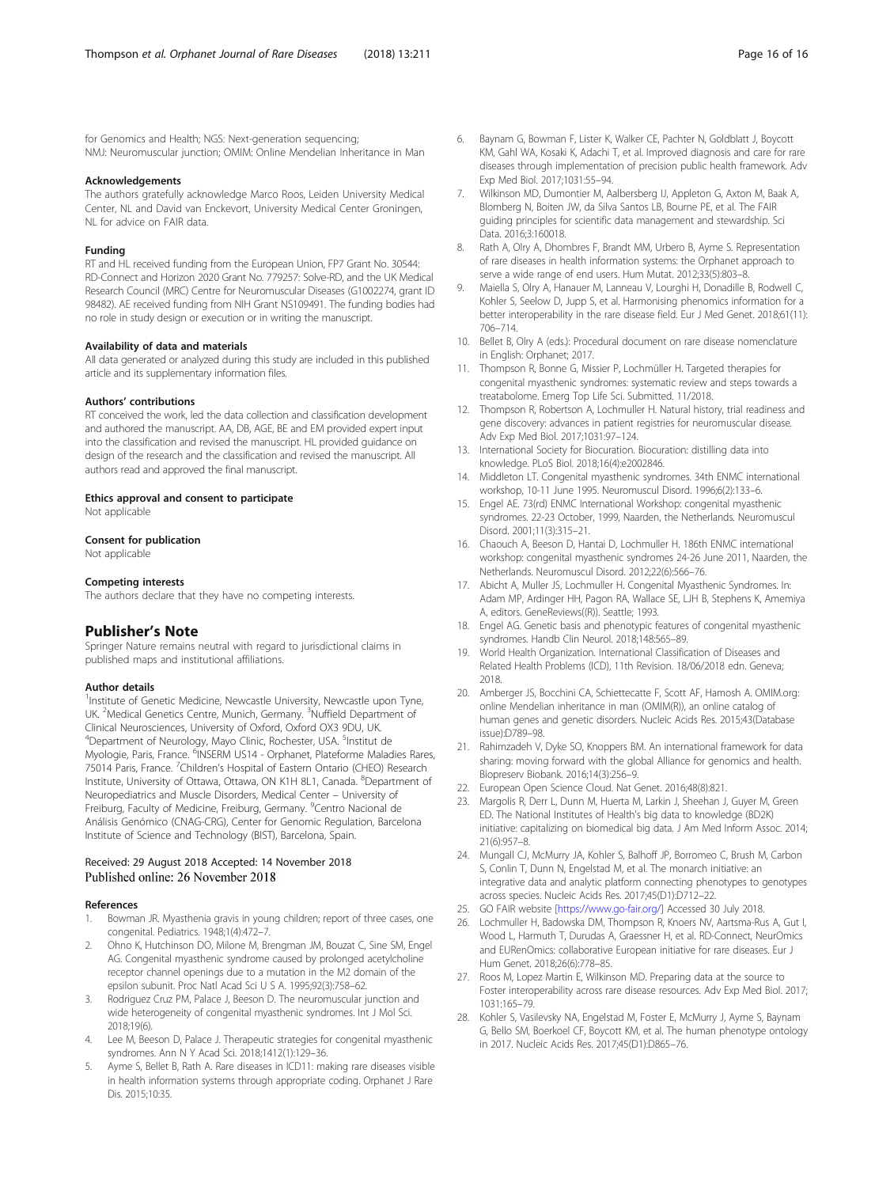for Genomics and Health; NGS: Next-generation sequencing; NMJ: Neuromuscular junction; OMIM: Online Mendelian Inheritance in Man

### Acknowledgements

The authors gratefully acknowledge Marco Roos, Leiden University Medical Center, NL and David van Enckevort, University Medical Center Groningen, NL for advice on FAIR data.

### Funding

RT and HL received funding from the European Union, FP7 Grant No. 30544: RD-Connect and Horizon 2020 Grant No. 779257: Solve-RD, and the UK Medical Research Council (MRC) Centre for Neuromuscular Diseases (G1002274, grant ID 98482). AE received funding from NIH Grant NS109491. The funding bodies had no role in study design or execution or in writing the manuscript.

### Availability of data and materials

All data generated or analyzed during this study are included in this published article and its supplementary information files.

### Authors' contributions

RT conceived the work, led the data collection and classification development and authored the manuscript. AA, DB, AGE, BE and EM provided expert input into the classification and revised the manuscript. HL provided guidance on design of the research and the classification and revised the manuscript. All authors read and approved the final manuscript.

### Ethics approval and consent to participate

Not applicable

### Consent for publication

Not applicable

### Competing interests

The authors declare that they have no competing interests.

## Publisher's Note

Springer Nature remains neutral with regard to jurisdictional claims in published maps and institutional affiliations.

### Author details

[1]Institute of Genetic Medicine, Newcastle University, Newcastle upon Tyne, UK. [2]Medical Genetics Centre, Munich, Germany. [3]Nuffield Department of Clinical Neurosciences, University of Oxford, Oxford OX3 9DU, UK. [4]Department of Neurology, Mayo Clinic, Rochester, USA. [5]Institut de Myologie, Paris, France. [6]INSERM US14 - Orphanet, Plateforme Maladies Rares, 75014 Paris, France. [7]Children's Hospital of Eastern Ontario (CHEO) Research Institute, University of Ottawa, Ottawa, ON K1H 8L1, Canada. [8]Department of Neuropediatrics and Muscle Disorders, Medical Center – University of Freiburg, Faculty of Medicine, Freiburg, Germany. [9]Centro Nacional de Análisis Genómico (CNAG-CRG), Center for Genomic Regulation, Barcelona Institute of Science and Technology (BIST), Barcelona, Spain.

Received: 29 August 2018 Accepted: 14 November 2018
Published online: 26 November 2018

### References

1. Bowman JR. Myasthenia gravis in young children; report of three cases, one congenital. Pediatrics. 1948;1(4):472–7.
2. Ohno K, Hutchinson DO, Milone M, Brengman JM, Bouzat C, Sine SM, Engel AG. Congenital myasthenic syndrome caused by prolonged acetylcholine receptor channel openings due to a mutation in the M2 domain of the epsilon subunit. Proc Natl Acad Sci U S A. 1995;92(3):758–62.
3. Rodriguez Cruz PM, Palace J, Beeson D. The neuromuscular junction and wide heterogeneity of congenital myasthenic syndromes. Int J Mol Sci. 2018;19(6).
4. Lee M, Beeson D, Palace J. Therapeutic strategies for congenital myasthenic syndromes. Ann N Y Acad Sci. 2018;1412(1):129–36.
5. Ayme S, Bellet B, Rath A. Rare diseases in ICD11: making rare diseases visible in health information systems through appropriate coding. Orphanet J Rare Dis. 2015;10:35.
6. Baynam G, Bowman F, Lister K, Walker CE, Pachter N, Goldblatt J, Boycott KM, Gahl WA, Kosaki K, Adachi T, et al. Improved diagnosis and care for rare diseases through implementation of precision public health framework. Adv Exp Med Biol. 2017;1031:55–94.
7. Wilkinson MD, Dumontier M, Aalbersberg IJ, Appleton G, Axton M, Baak A, Blomberg N, Boiten JW, da Silva Santos LB, Bourne PE, et al. The FAIR guiding principles for scientific data management and stewardship. Sci Data. 2016;3:160018.
8. Rath A, Olry A, Dhombres F, Brandt MM, Urbero B, Ayme S. Representation of rare diseases in health information systems: the Orphanet approach to serve a wide range of end users. Hum Mutat. 2012;33(5):803–8.
9. Maiella S, Olry A, Hanauer M, Lanneau V, Lourghi H, Donadille B, Rodwell C, Kohler S, Seelow D, Jupp S, et al. Harmonising phenomics information for a better interoperability in the rare disease field. Eur J Med Genet. 2018;61(11): 706–714.
10. Bellet B, Olry A (eds.): Procedural document on rare disease nomenclature in English: Orphanet; 2017.
11. Thompson R, Bonne G, Missier P, Lochmüller H. Targeted therapies for congenital myasthenic syndromes: systematic review and steps towards a treatabolome. Emerg Top Life Sci. Submitted. 11/2018.
12. Thompson R, Robertson A, Lochmuller H. Natural history, trial readiness and gene discovery: advances in patient registries for neuromuscular disease. Adv Exp Med Biol. 2017;1031:97–124.
13. International Society for Biocuration. Biocuration: distilling data into knowledge. PLoS Biol. 2018;16(4):e2002846.
14. Middleton LT. Congenital myasthenic syndromes. 34th ENMC international workshop, 10-11 June 1995. Neuromuscul Disord. 1996;6(2):133–6.
15. Engel AE. 73(rd) ENMC International Workshop: congenital myasthenic syndromes. 22-23 October, 1999, Naarden, the Netherlands. Neuromuscul Disord. 2001;11(3):315–21.
16. Chaouch A, Beeson D, Hantai D, Lochmuller H. 186th ENMC international workshop: congenital myasthenic syndromes 24-26 June 2011, Naarden, the Netherlands. Neuromuscul Disord. 2012;22(6):566–76.
17. Abicht A, Muller JS, Lochmuller H. Congenital Myasthenic Syndromes. In: Adam MP, Ardinger HH, Pagon RA, Wallace SE, LJH B, Stephens K, Amemiya A, editors. GeneReviews((R)). Seattle; 1993.
18. Engel AG. Genetic basis and phenotypic features of congenital myasthenic syndromes. Handb Clin Neurol. 2018;148:565–89.
19. World Health Organization. International Classification of Diseases and Related Health Problems (ICD), 11th Revision. 18/06/2018 edn. Geneva; 2018.
20. Amberger JS, Bocchini CA, Schiettecatte F, Scott AF, Hamosh A. OMIM.org: online Mendelian inheritance in man (OMIM(R)), an online catalog of human genes and genetic disorders. Nucleic Acids Res. 2015;43(Database issue):D789–98.
21. Rahimzadeh V, Dyke SO, Knoppers BM. An international framework for data sharing: moving forward with the global Alliance for genomics and health. Biopreserv Biobank. 2016;14(3):256–9.
22. European Open Science Cloud. Nat Genet. 2016;48(8):821.
23. Margolis R, Derr L, Dunn M, Huerta M, Larkin J, Sheehan J, Guyer M, Green ED. The National Institutes of Health's big data to knowledge (BD2K) initiative: capitalizing on biomedical big data. J Am Med Inform Assoc. 2014; 21(6):957–8.
24. Mungall CJ, McMurry JA, Kohler S, Balhoff JP, Borromeo C, Brush M, Carbon S, Conlin T, Dunn N, Engelstad M, et al. The monarch initiative: an integrative data and analytic platform connecting phenotypes to genotypes across species. Nucleic Acids Res. 2017;45(D1):D712–22.
25. GO FAIR website [https://www.go-fair.org/] Accessed 30 July 2018.
26. Lochmuller H, Badowska DM, Thompson R, Knoers NV, Aartsma-Rus A, Gut I, Wood L, Harmuth T, Durudas A, Graessner H, et al. RD-Connect, NeurOmics and EURenOmics: collaborative European initiative for rare diseases. Eur J Hum Genet. 2018;26(6):778–85.
27. Roos M, Lopez Martin E, Wilkinson MD. Preparing data at the source to Foster interoperability across rare disease resources. Adv Exp Med Biol. 2017; 1031:165–79.
28. Kohler S, Vasilevsky NA, Engelstad M, Foster E, McMurry J, Ayme S, Baynam G, Bello SM, Boerkoel CF, Boycott KM, et al. The human phenotype ontology in 2017. Nucleic Acids Res. 2017;45(D1):D865–76.